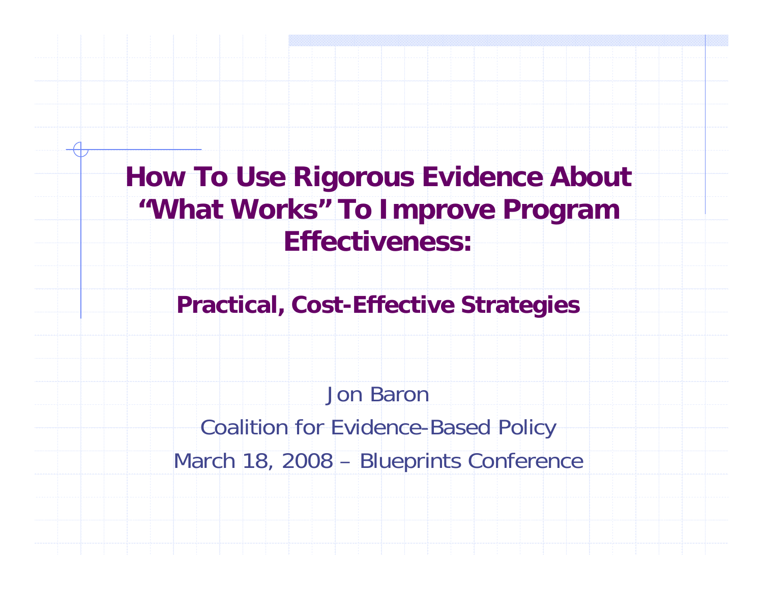# How To Use Rigorous Evidence About "What Works" To Improve Program Effectiveness:

## Practical, Cost-Effective Strategies

Jon Baron

Coalition for Evidence-Based Policy

March 18, 2008 – Blueprints Conference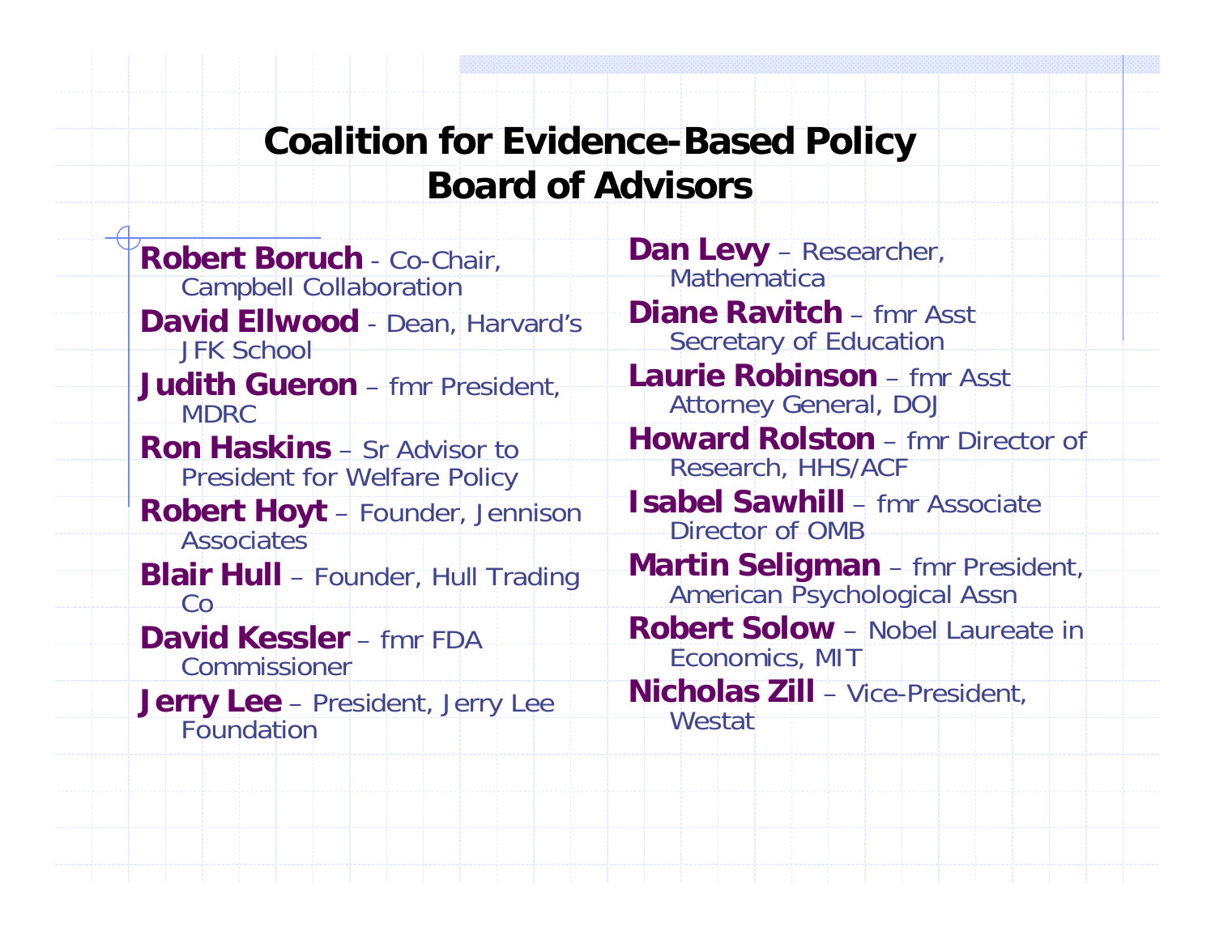# Coalition for Evidence-Based Policy
# Board of Advisors

- **Robert Boruch** - Co-Chair, Campbell Collaboration
- **David Ellwood** - Dean, Harvard's JFK School
- **Judith Gueron** – fmr President, MDRC
- **Ron Haskins** – Sr Advisor to President for Welfare Policy
- **Robert Hoyt** – Founder, Jennison Associates
- **Blair Hull** – Founder, Hull Trading Co
- **David Kessler** – fmr FDA Commissioner
- **Jerry Lee** – President, Jerry Lee Foundation
- **Dan Levy** – Researcher, Mathematica
- **Diane Ravitch** – fmr Asst Secretary of Education
- **Laurie Robinson** – fmr Asst Attorney General, DOJ
- **Howard Rolston** – fmr Director of Research, HHS/ACF
- **Isabel Sawhill** – fmr Associate Director of OMB
- **Martin Seligman** – fmr President, American Psychological Assn
- **Robert Solow** – Nobel Laureate in Economics, MIT
- **Nicholas Zill** – Vice-President, Westat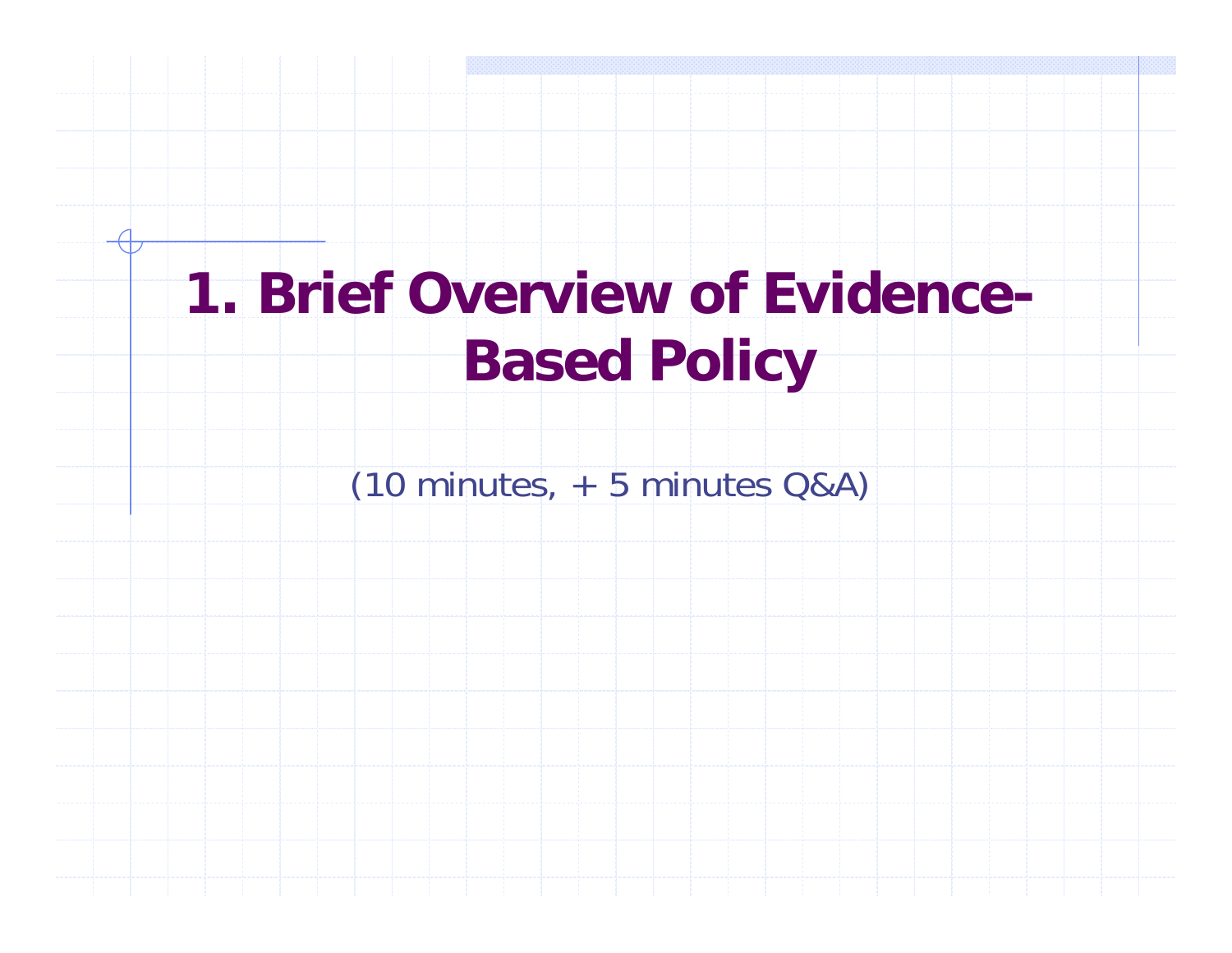# 1. Brief Overview of Evidence-Based Policy

(10 minutes, + 5 minutes Q&A)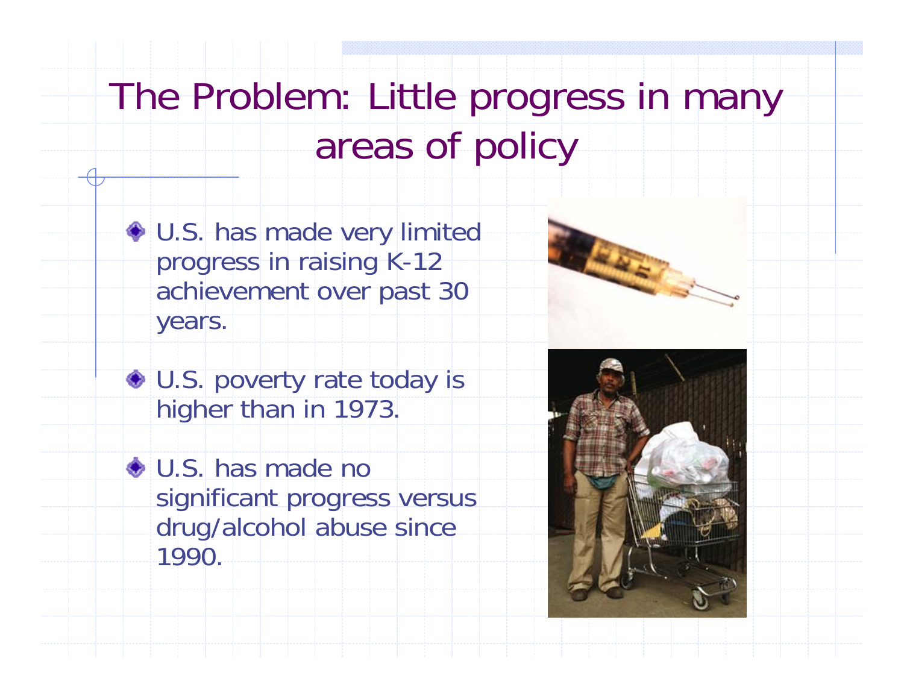# The Problem: Little progress in many areas of policy

- U.S. has made very limited progress in raising K-12 achievement over past 30 years.
- U.S. poverty rate today is higher than in 1973.
- U.S. has made no significant progress versus drug/alcohol abuse since 1990.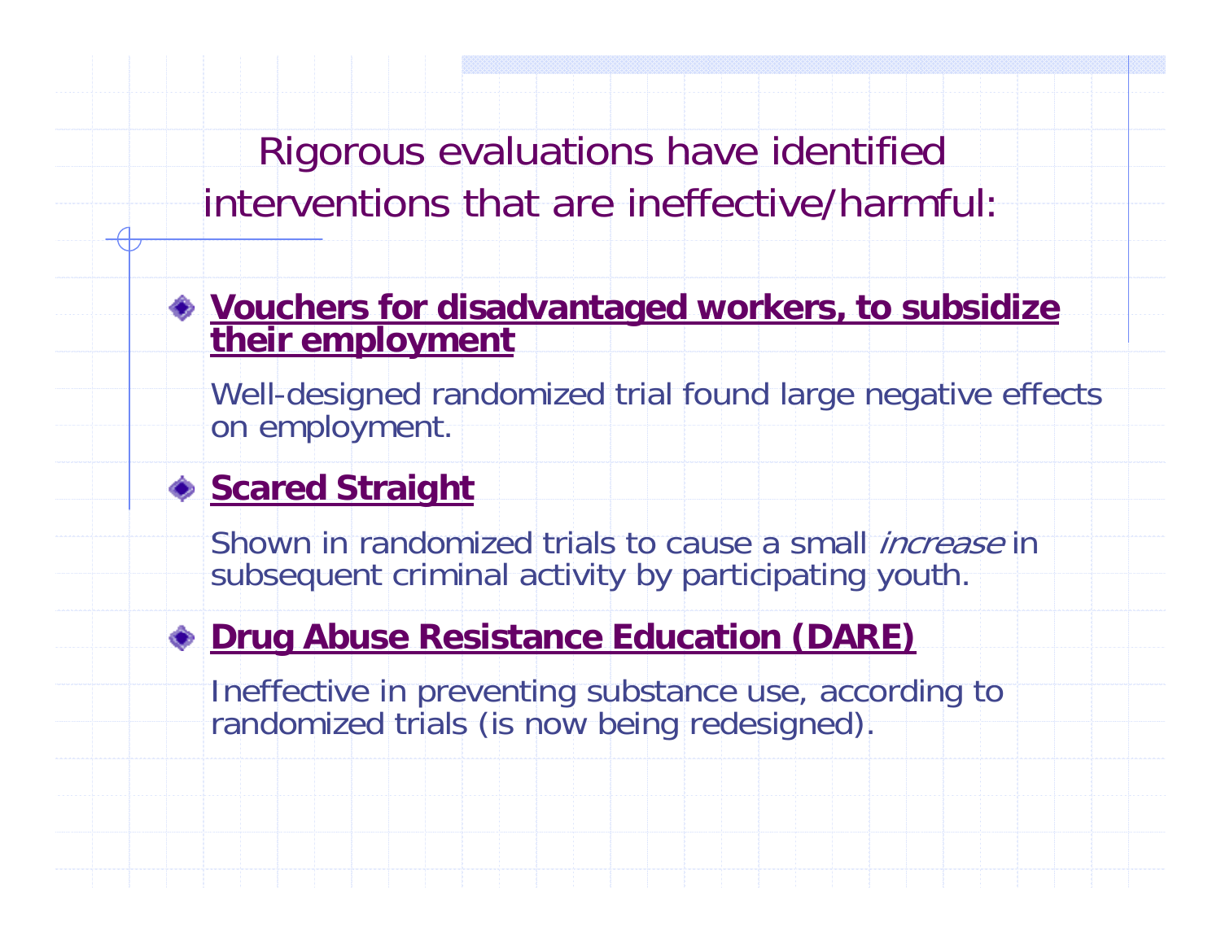# Rigorous evaluations have identified interventions that are ineffective/harmful:

- **Vouchers for disadvantaged workers, to subsidize their employment**

  Well-designed randomized trial found large negative effects on employment.

- **Scared Straight**

  Shown in randomized trials to cause a small *increase* in subsequent criminal activity by participating youth.

- **Drug Abuse Resistance Education (DARE)**

  Ineffective in preventing substance use, according to randomized trials (is now being redesigned).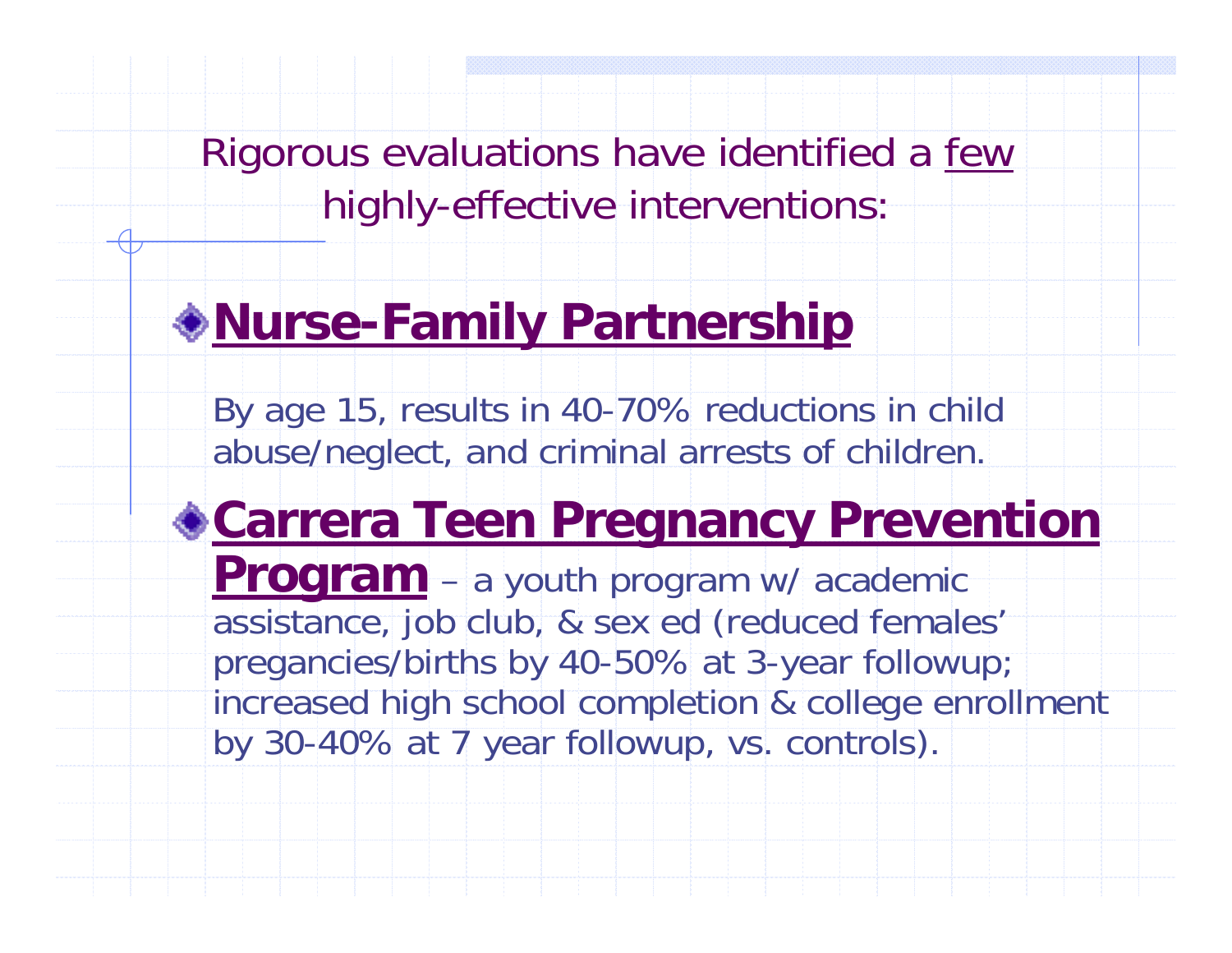Rigorous evaluations have identified a <u>few</u> highly-effective interventions:

- **<u>Nurse-Family Partnership</u>**

  By age 15, results in 40-70% reductions in child abuse/neglect, and criminal arrests of children.

- **<u>Carrera Teen Pregnancy Prevention Program</u>** – a youth program w/ academic assistance, job club, & sex ed (reduced females' pregancies/births by 40-50% at 3-year followup; increased high school completion & college enrollment by 30-40% at 7 year followup, vs. controls).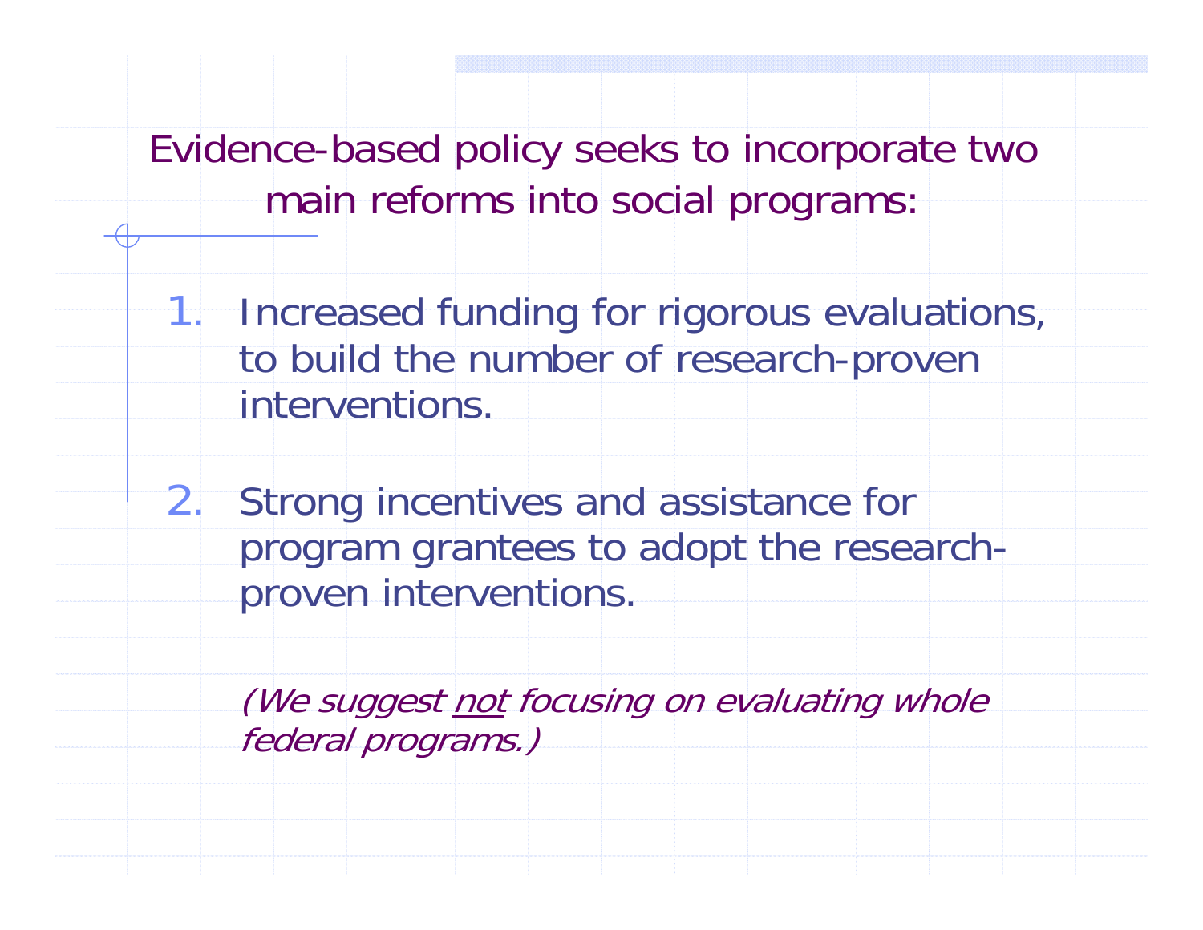## Evidence-based policy seeks to incorporate two main reforms into social programs:

1. Increased funding for rigorous evaluations, to build the number of research-proven interventions.

2. Strong incentives and assistance for program grantees to adopt the research-proven interventions.

*(We suggest <u>not</u> focusing on evaluating whole federal programs.)*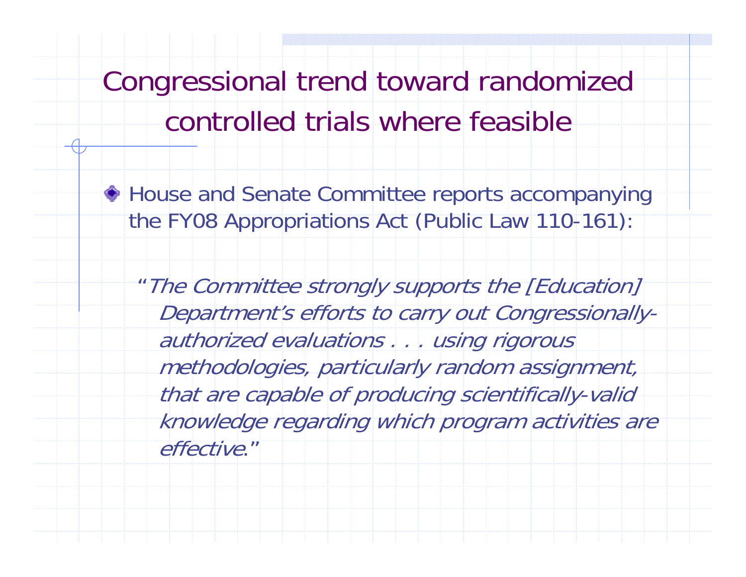# Congressional trend toward randomized controlled trials where feasible

- House and Senate Committee reports accompanying the FY08 Appropriations Act (Public Law 110-161):

  "*The Committee strongly supports the [Education] Department's efforts to carry out Congressionally-authorized evaluations . . . using rigorous methodologies, particularly random assignment, that are capable of producing scientifically-valid knowledge regarding which program activities are effective*."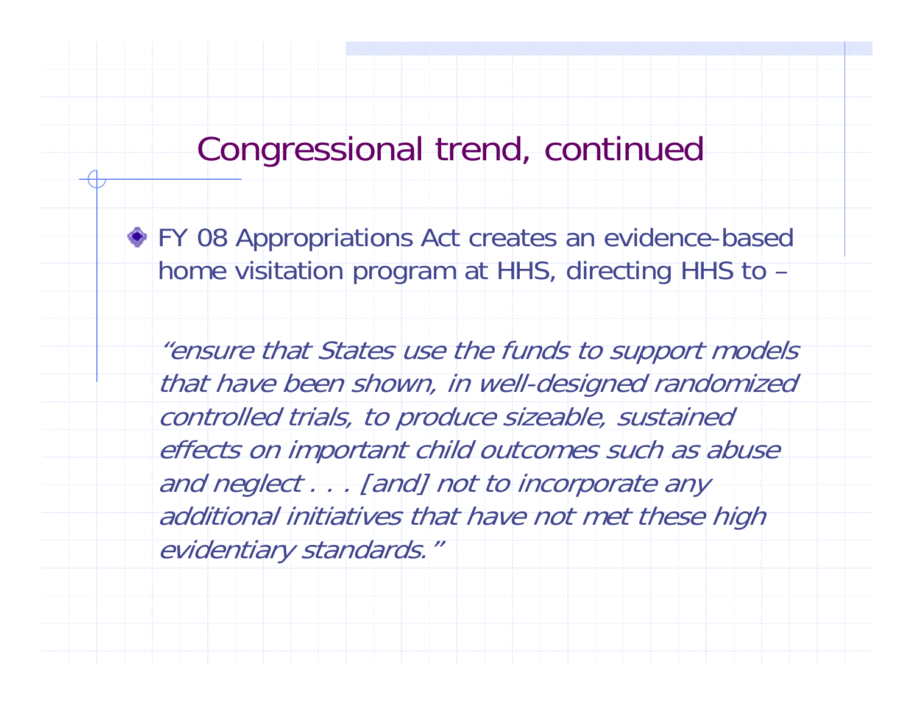# Congressional trend, continued

- FY 08 Appropriations Act creates an evidence-based home visitation program at HHS, directing HHS to –

  *"ensure that States use the funds to support models that have been shown, in well-designed randomized controlled trials, to produce sizeable, sustained effects on important child outcomes such as abuse and neglect . . . [and] not to incorporate any additional initiatives that have not met these high evidentiary standards."*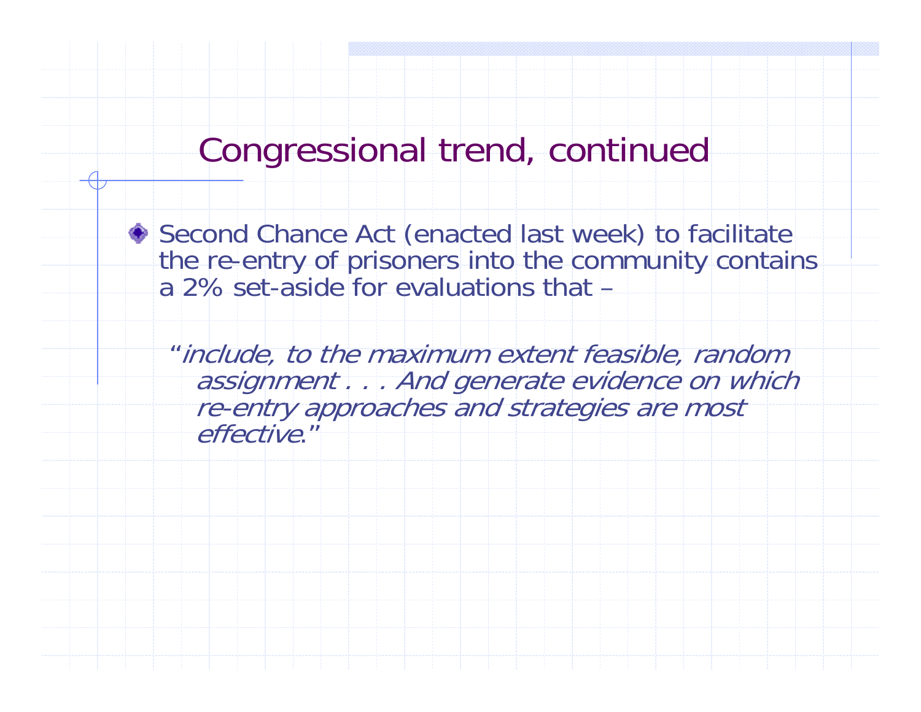# Congressional trend, continued

- Second Chance Act (enacted last week) to facilitate the re-entry of prisoners into the community contains a 2% set-aside for evaluations that –

  "*include, to the maximum extent feasible, random assignment . . . And generate evidence on which re-entry approaches and strategies are most effective*."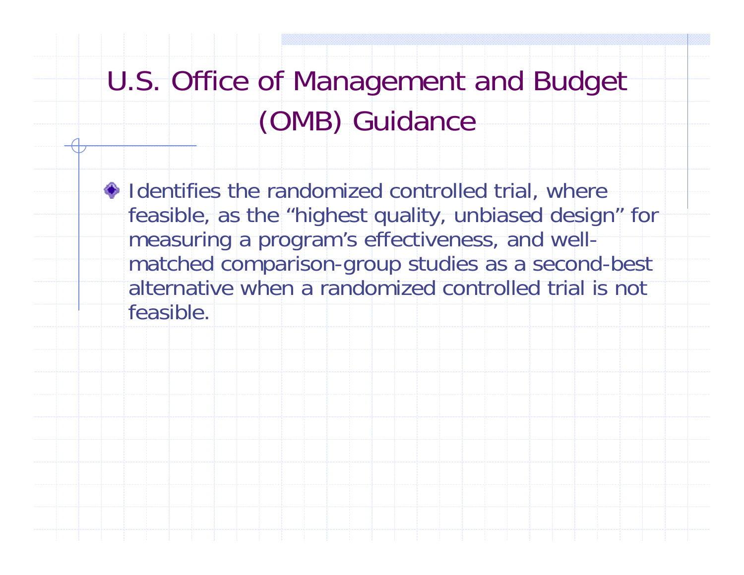# U.S. Office of Management and Budget (OMB) Guidance

- Identifies the randomized controlled trial, where feasible, as the “highest quality, unbiased design” for measuring a program’s effectiveness, and well-matched comparison-group studies as a second-best alternative when a randomized controlled trial is not feasible.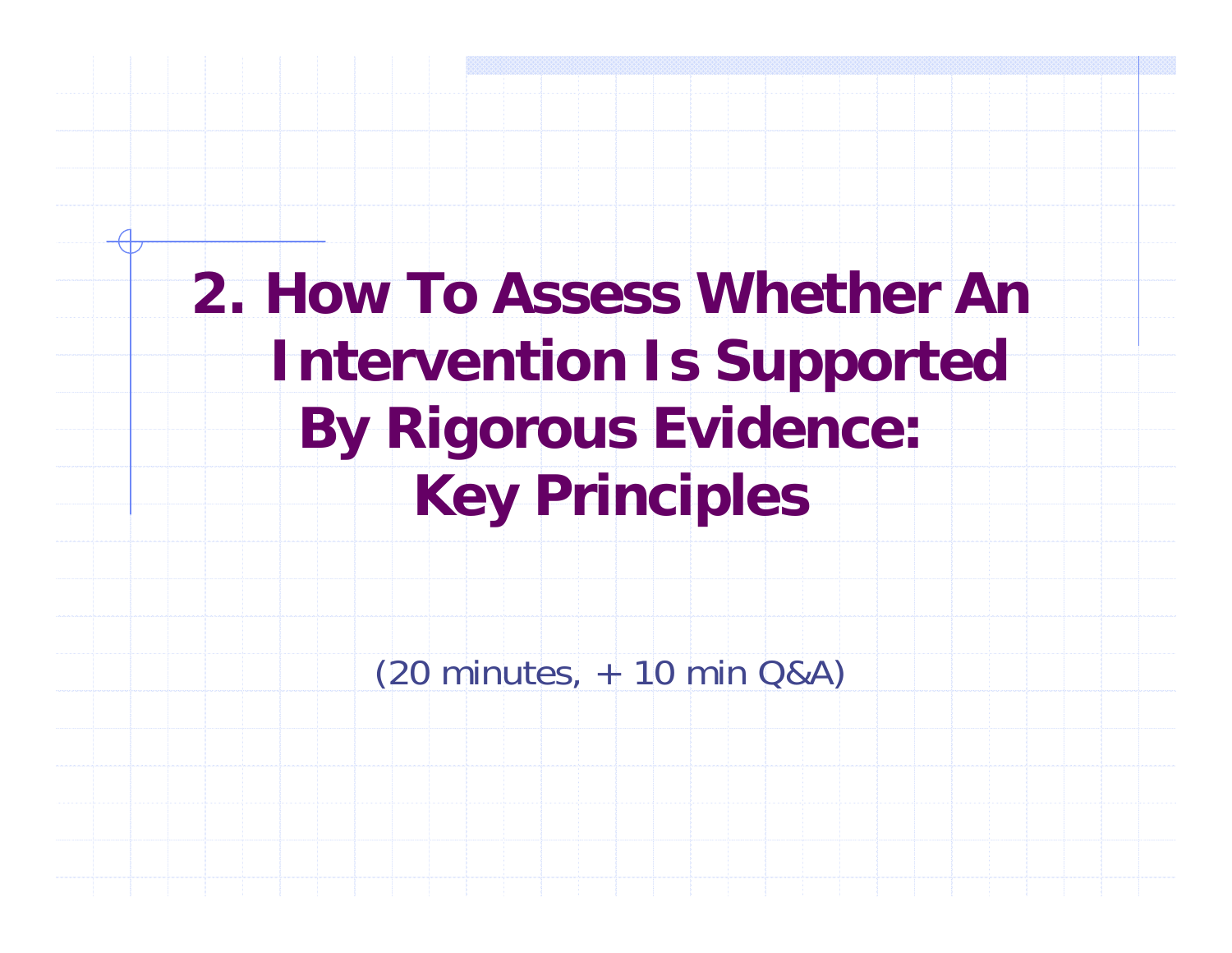# 2. How To Assess Whether An Intervention Is Supported By Rigorous Evidence: Key Principles

(20 minutes, + 10 min Q&A)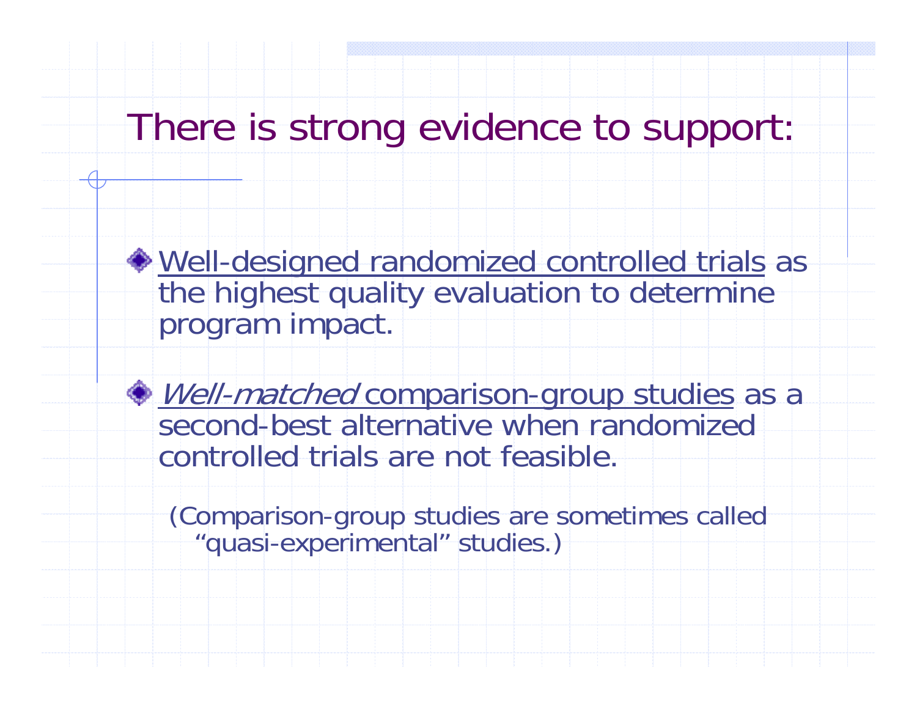# There is strong evidence to support:

- Well-designed randomized controlled trials as the highest quality evaluation to determine program impact.

- *Well-matched* comparison-group studies as a second-best alternative when randomized controlled trials are not feasible.

  (Comparison-group studies are sometimes called "quasi-experimental" studies.)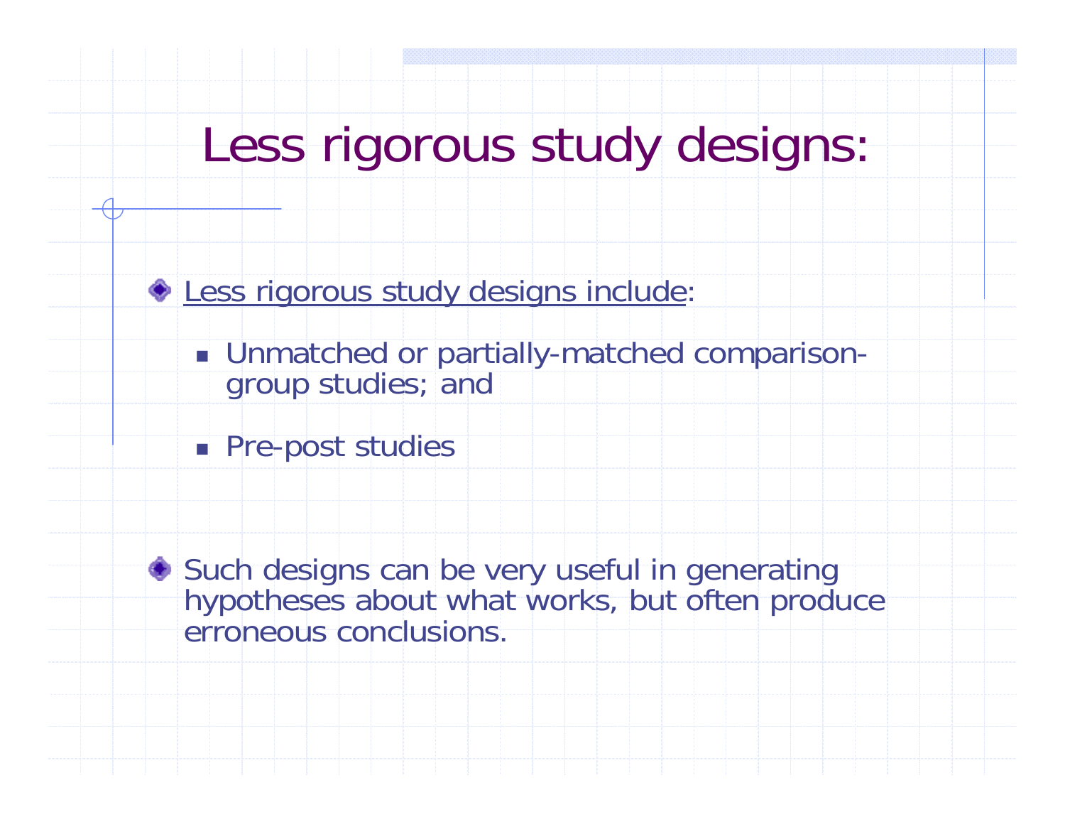# Less rigorous study designs:

- Less rigorous study designs include:
  - Unmatched or partially-matched comparison-group studies; and
  - Pre-post studies
- Such designs can be very useful in generating hypotheses about what works, but often produce erroneous conclusions.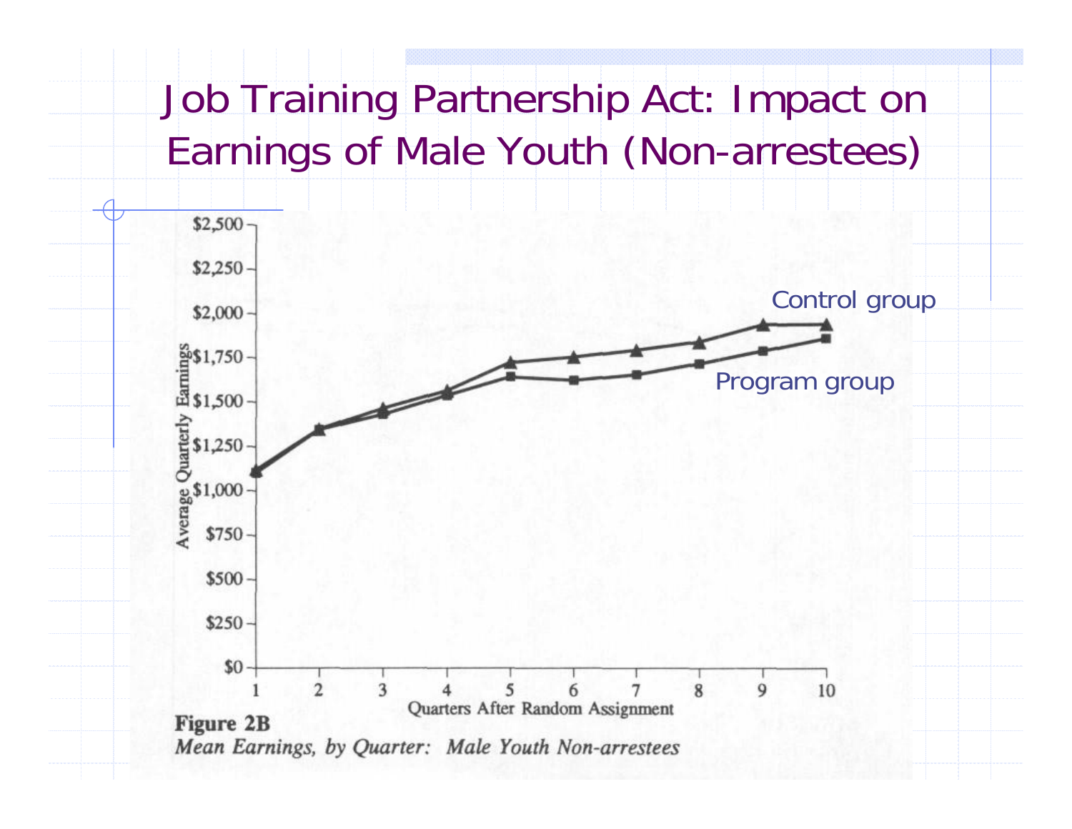# Job Training Partnership Act: Impact on Earnings of Male Youth (Non-arrestees)

**Figure 2B**

*Mean Earnings, by Quarter: Male Youth Non-arrestees*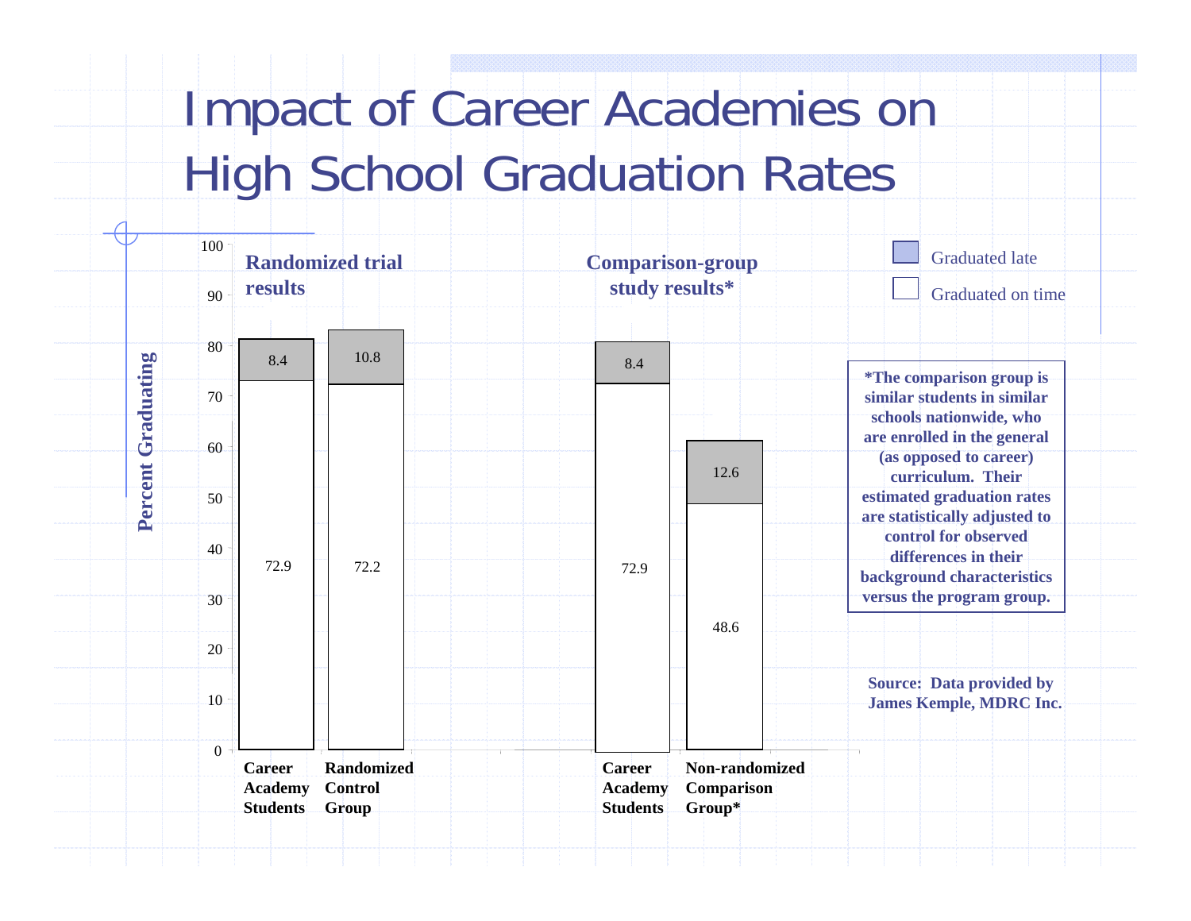# Impact of Career Academies on High School Graduation Rates

**Randomized trial results**

**Comparison-group study results***

Percent Graduating

| Group | Graduated on time | Graduated late |
|---|---|---|
| **Randomized trial results** | | |
| Career Academy Students | 72.9 | 8.4 |
| Randomized Control Group | 72.2 | 10.8 |
| **Comparison-group study results*** | | |
| Career Academy Students | 72.9 | 8.4 |
| Non-randomized Comparison Group* | 48.6 | 12.6 |

**\*The comparison group is similar students in similar schools nationwide, who are enrolled in the general (as opposed to career) curriculum. Their estimated graduation rates are statistically adjusted to control for observed differences in their background characteristics versus the program group.**

**Source: Data provided by James Kemple, MDRC Inc.**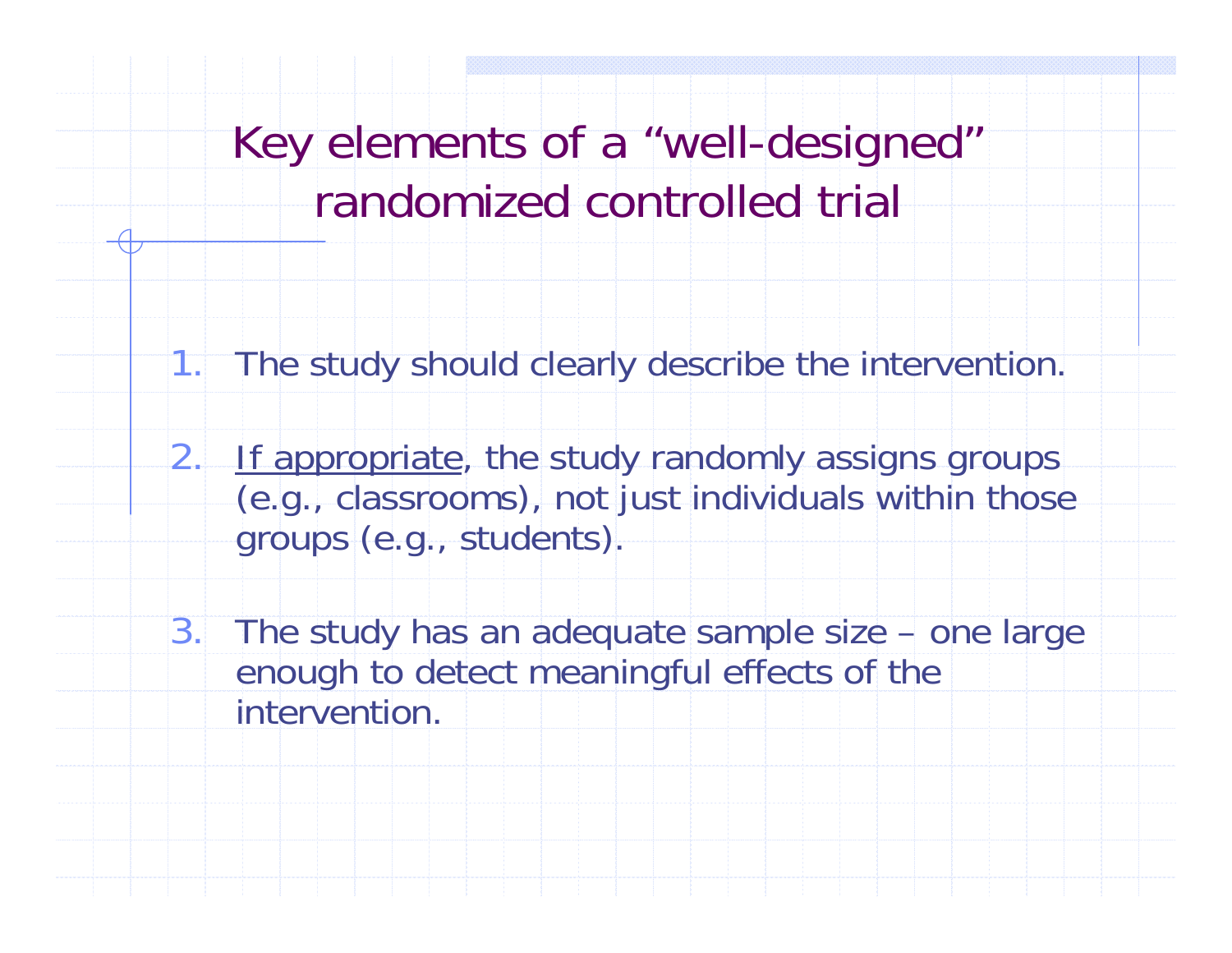# Key elements of a "well-designed" randomized controlled trial

1. The study should clearly describe the intervention.

2. <u>If appropriate</u>, the study randomly assigns groups (e.g., classrooms), not just individuals within those groups (e.g., students).

3. The study has an adequate sample size – one large enough to detect meaningful effects of the intervention.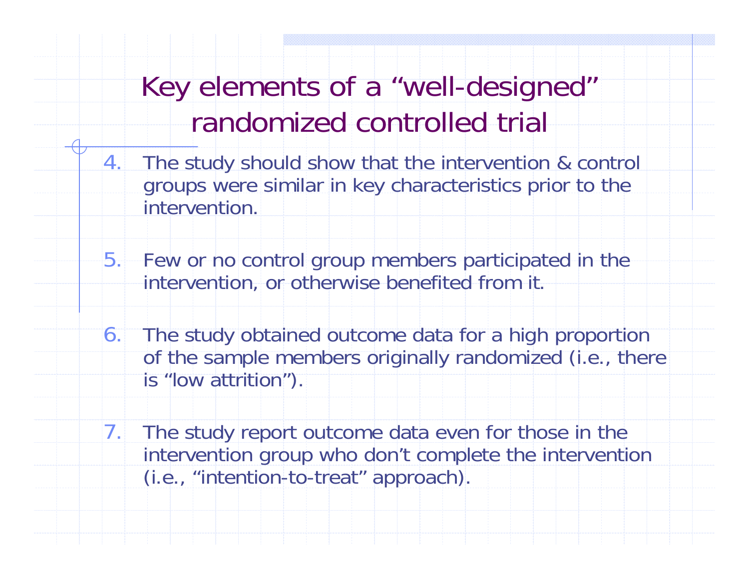# Key elements of a "well-designed" randomized controlled trial

4. The study should show that the intervention & control groups were similar in key characteristics prior to the intervention.

5. Few or no control group members participated in the intervention, or otherwise benefited from it.

6. The study obtained outcome data for a high proportion of the sample members originally randomized (i.e., there is "low attrition").

7. The study report outcome data even for those in the intervention group who don't complete the intervention (i.e., "intention-to-treat" approach).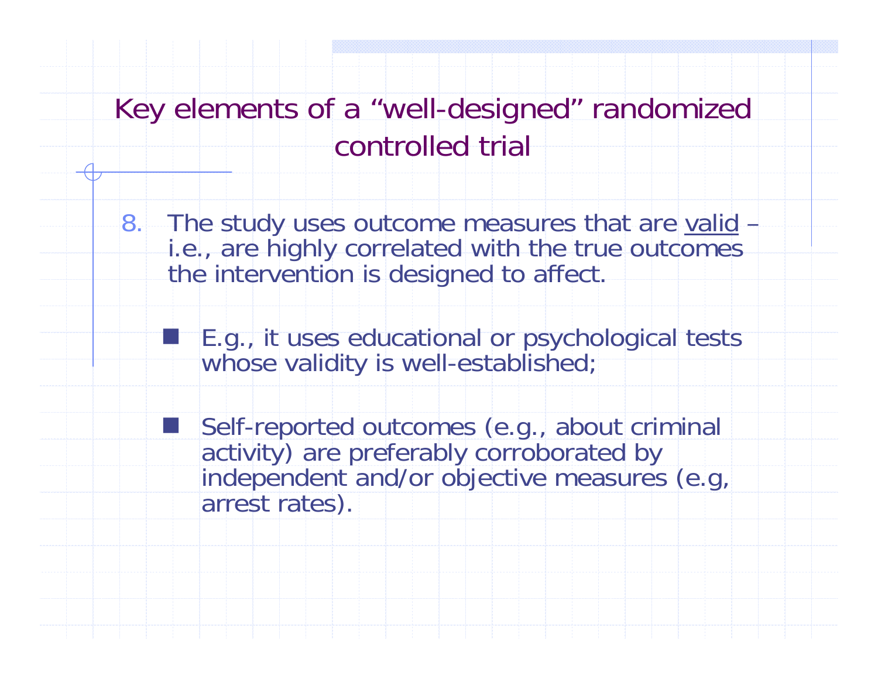# Key elements of a "well-designed" randomized controlled trial

8. The study uses outcome measures that are <u>valid</u> – i.e., are highly correlated with the true outcomes the intervention is designed to affect.

   - E.g., it uses educational or psychological tests whose validity is well-established;

   - Self-reported outcomes (e.g., about criminal activity) are preferably corroborated by independent and/or objective measures (e.g, arrest rates).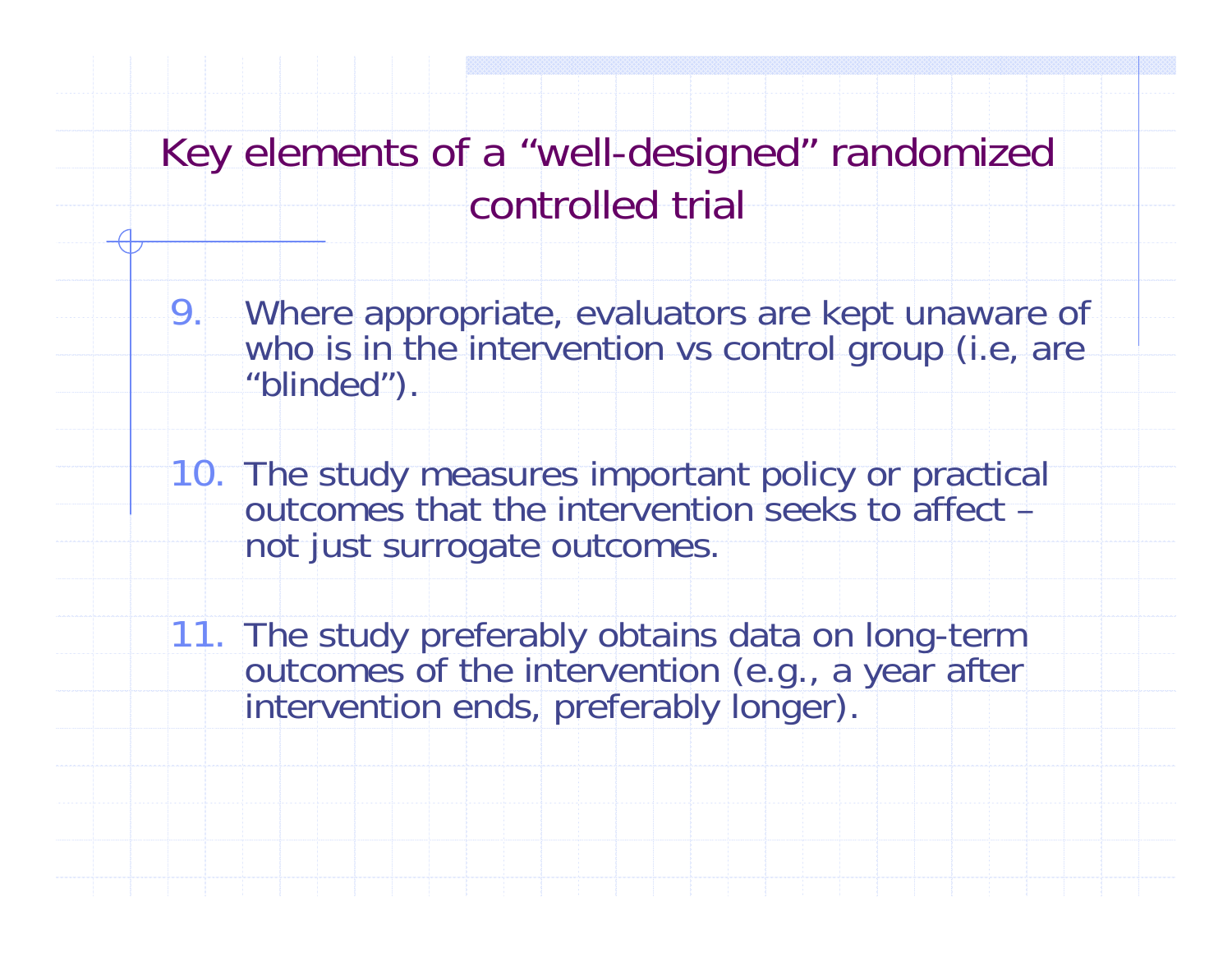# Key elements of a "well-designed" randomized controlled trial

9. Where appropriate, evaluators are kept unaware of who is in the intervention vs control group (i.e, are "blinded").

10. The study measures important policy or practical outcomes that the intervention seeks to affect – not just surrogate outcomes.

11. The study preferably obtains data on long-term outcomes of the intervention (e.g., a year after intervention ends, preferably longer).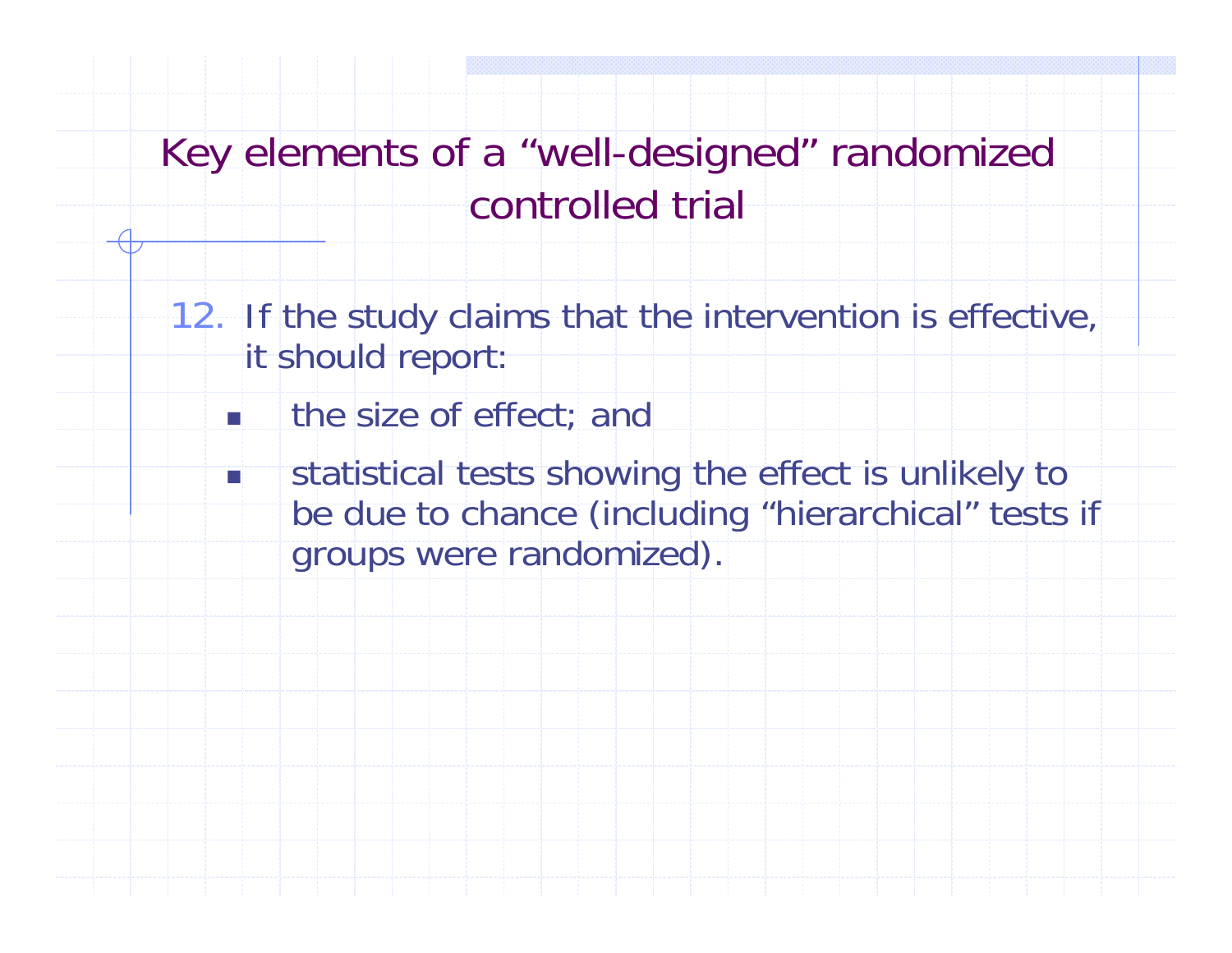# Key elements of a "well-designed" randomized controlled trial

12. If the study claims that the intervention is effective, it should report:
    - the size of effect; and
    - statistical tests showing the effect is unlikely to be due to chance (including "hierarchical" tests if groups were randomized).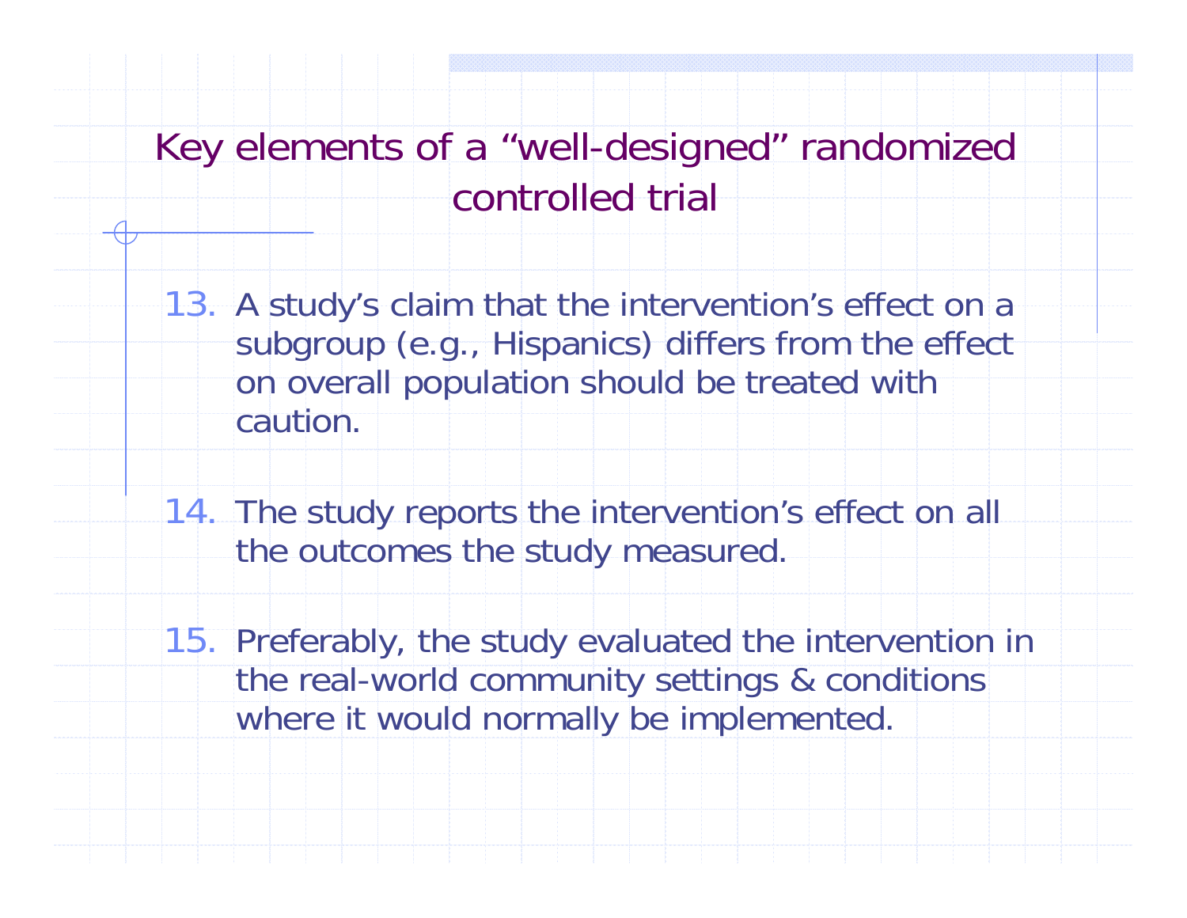# Key elements of a "well-designed" randomized controlled trial

13. A study's claim that the intervention's effect on a subgroup (e.g., Hispanics) differs from the effect on overall population should be treated with caution.

14. The study reports the intervention's effect on all the outcomes the study measured.

15. Preferably, the study evaluated the intervention in the real-world community settings & conditions where it would normally be implemented.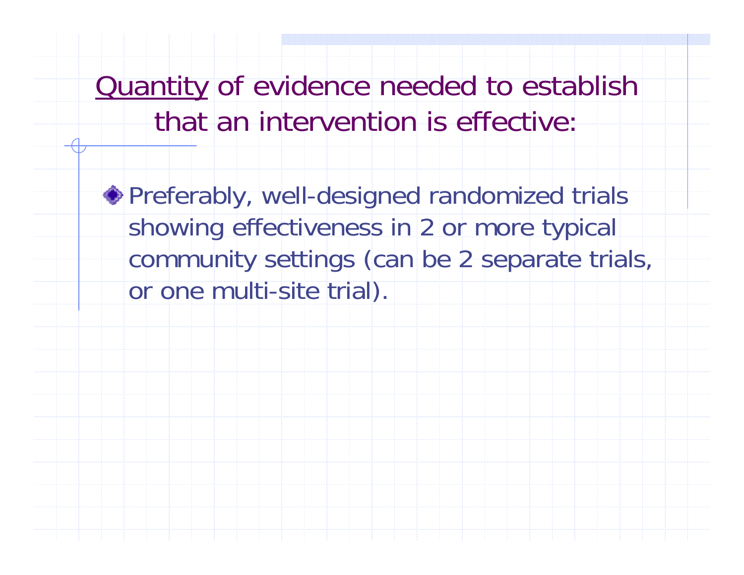# Quantity of evidence needed to establish that an intervention is effective:

- Preferably, well-designed randomized trials showing effectiveness in 2 or more typical community settings (can be 2 separate trials, or one multi-site trial).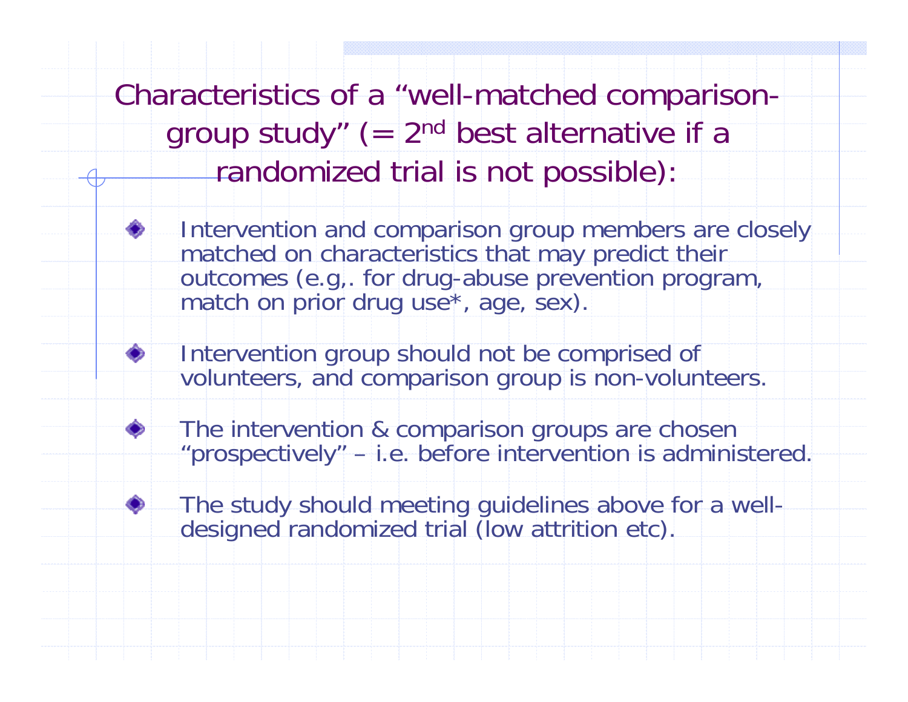# Characteristics of a "well-matched comparison-group study" (= 2nd best alternative if a randomized trial is not possible):

- Intervention and comparison group members are closely matched on characteristics that may predict their outcomes (e.g,. for drug-abuse prevention program, match on prior drug use*, age, sex).
- Intervention group should not be comprised of volunteers, and comparison group is non-volunteers.
- The intervention & comparison groups are chosen "prospectively" – i.e. before intervention is administered.
- The study should meeting guidelines above for a well-designed randomized trial (low attrition etc).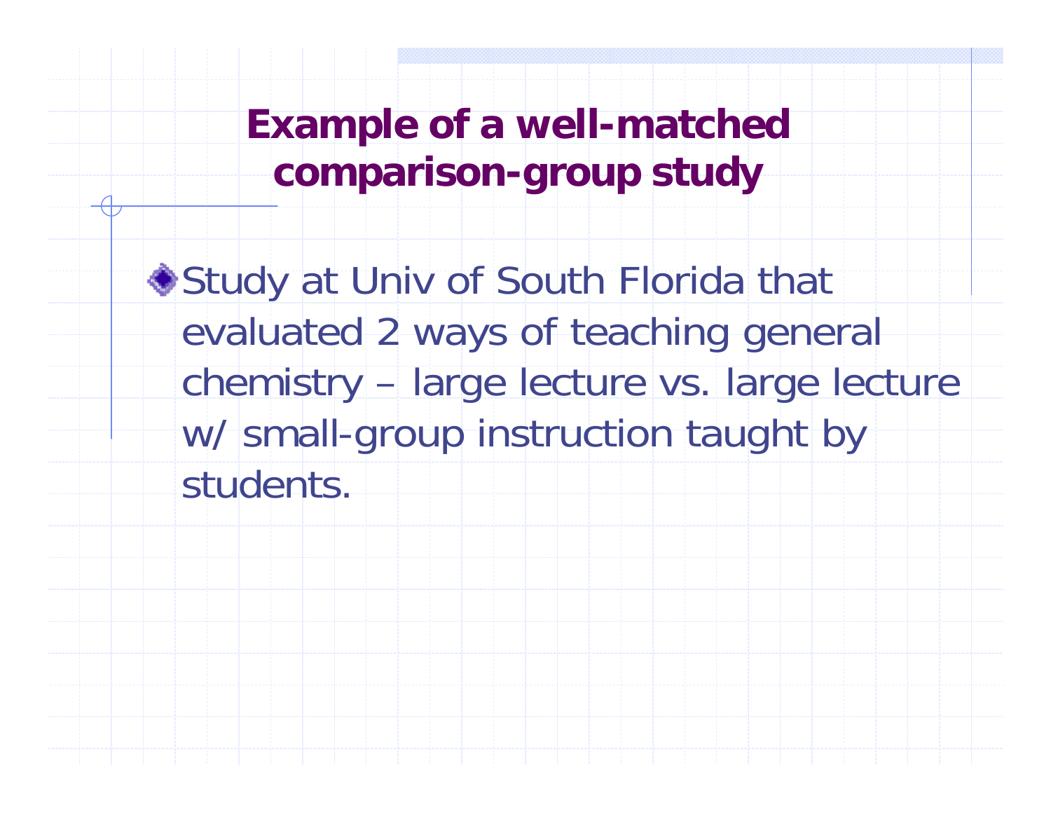# Example of a well-matched comparison-group study

- Study at Univ of South Florida that evaluated 2 ways of teaching general chemistry – large lecture vs. large lecture w/ small-group instruction taught by students.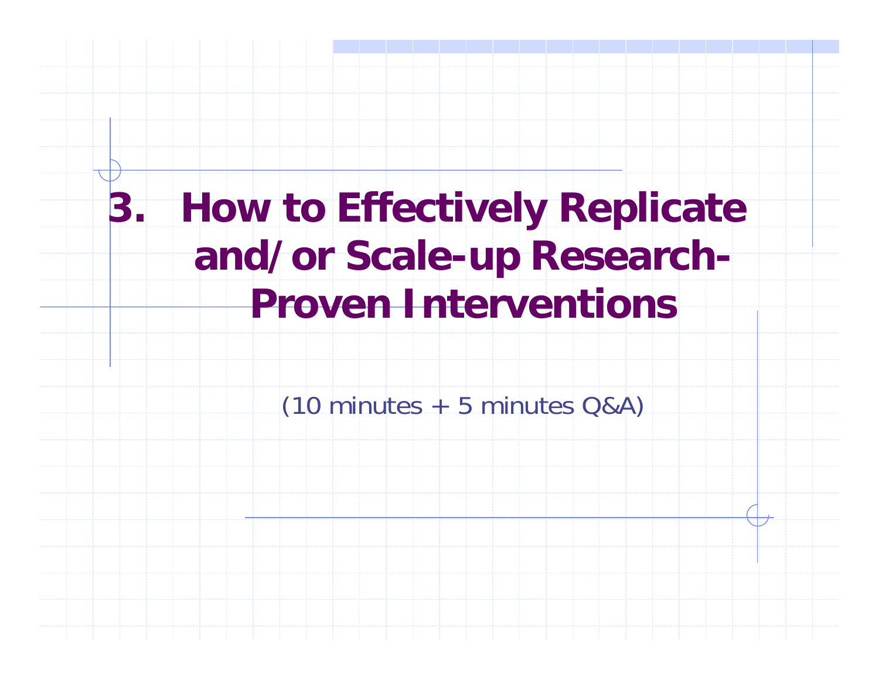# 3. How to Effectively Replicate and/or Scale-up Research-Proven Interventions

(10 minutes + 5 minutes Q&A)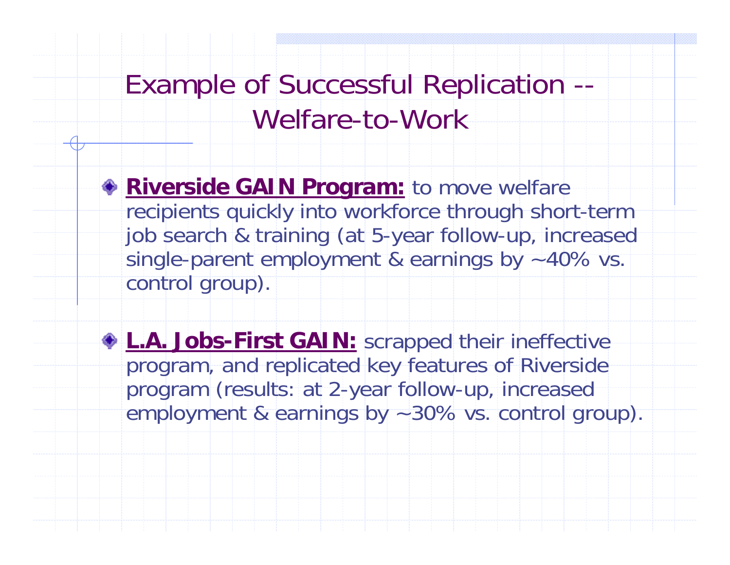# Example of Successful Replication -- Welfare-to-Work

- **Riverside GAIN Program:** to move welfare recipients quickly into workforce through short-term job search & training (at 5-year follow-up, increased single-parent employment & earnings by ~40% vs. control group).

- **L.A. Jobs-First GAIN:** scrapped their ineffective program, and replicated key features of Riverside program (results: at 2-year follow-up, increased employment & earnings by ~30% vs. control group).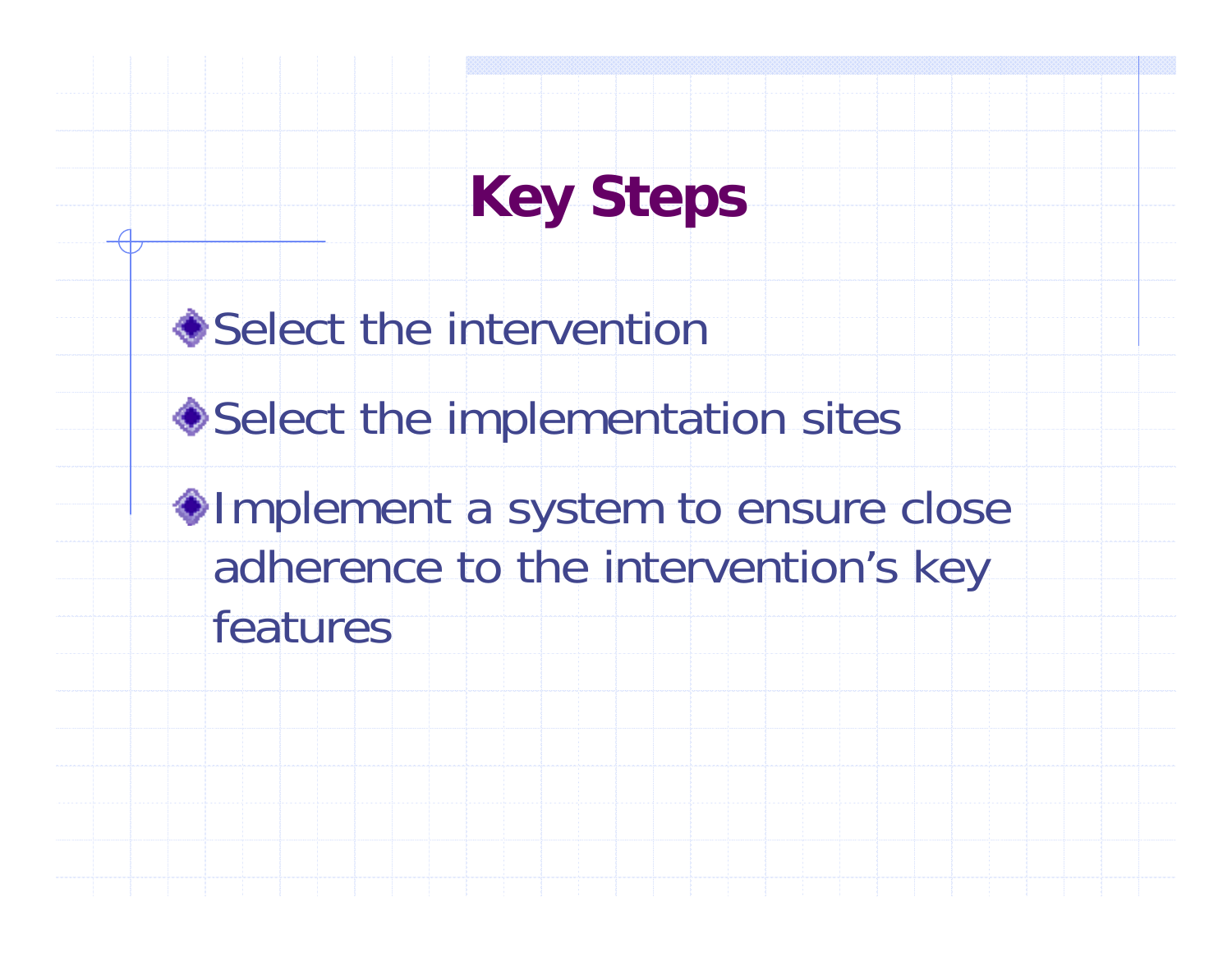# Key Steps

- Select the intervention
- Select the implementation sites
- Implement a system to ensure close adherence to the intervention's key features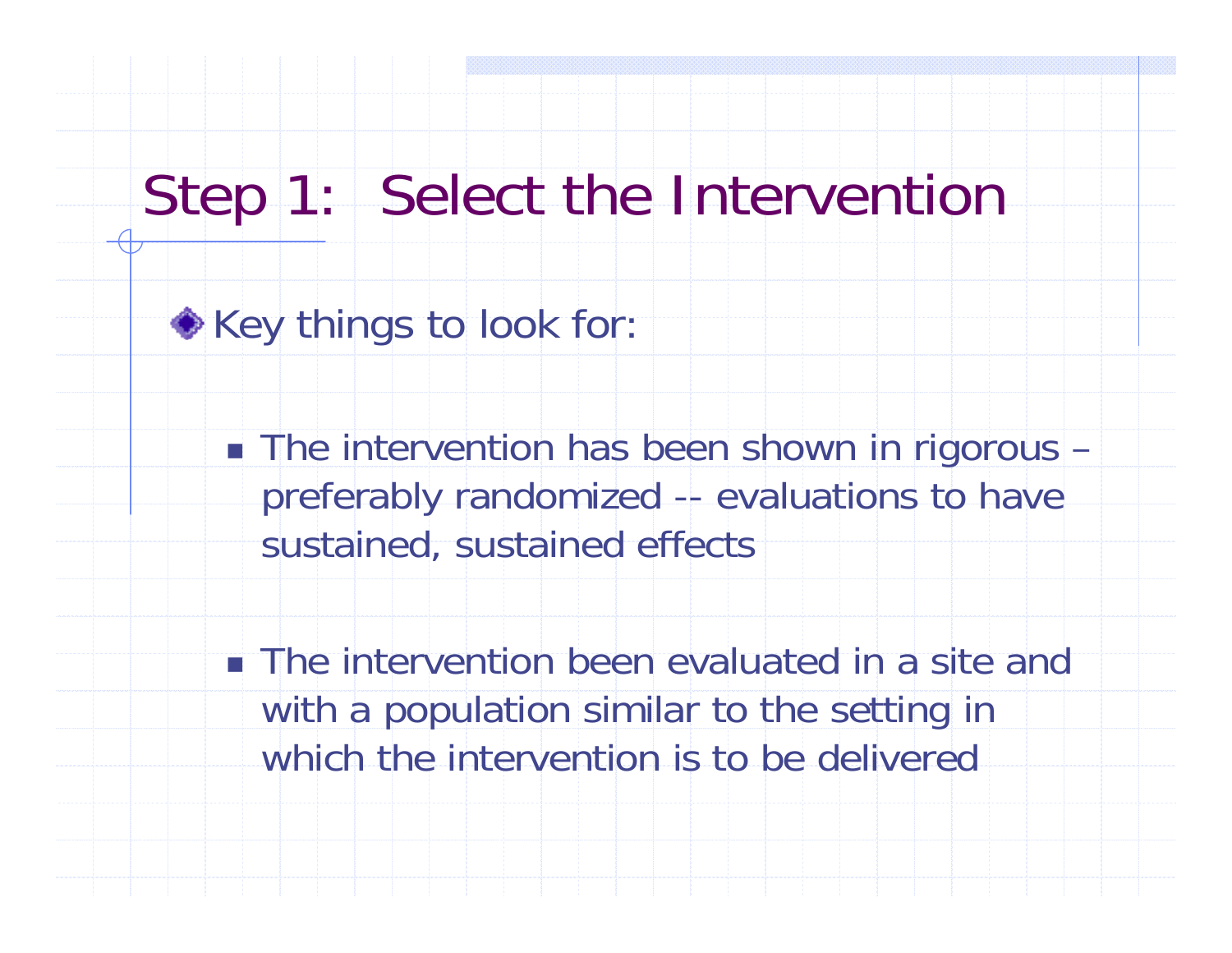# Step 1: Select the Intervention

- Key things to look for:
  - The intervention has been shown in rigorous – preferably randomized -- evaluations to have sustained, sustained effects
  - The intervention been evaluated in a site and with a population similar to the setting in which the intervention is to be delivered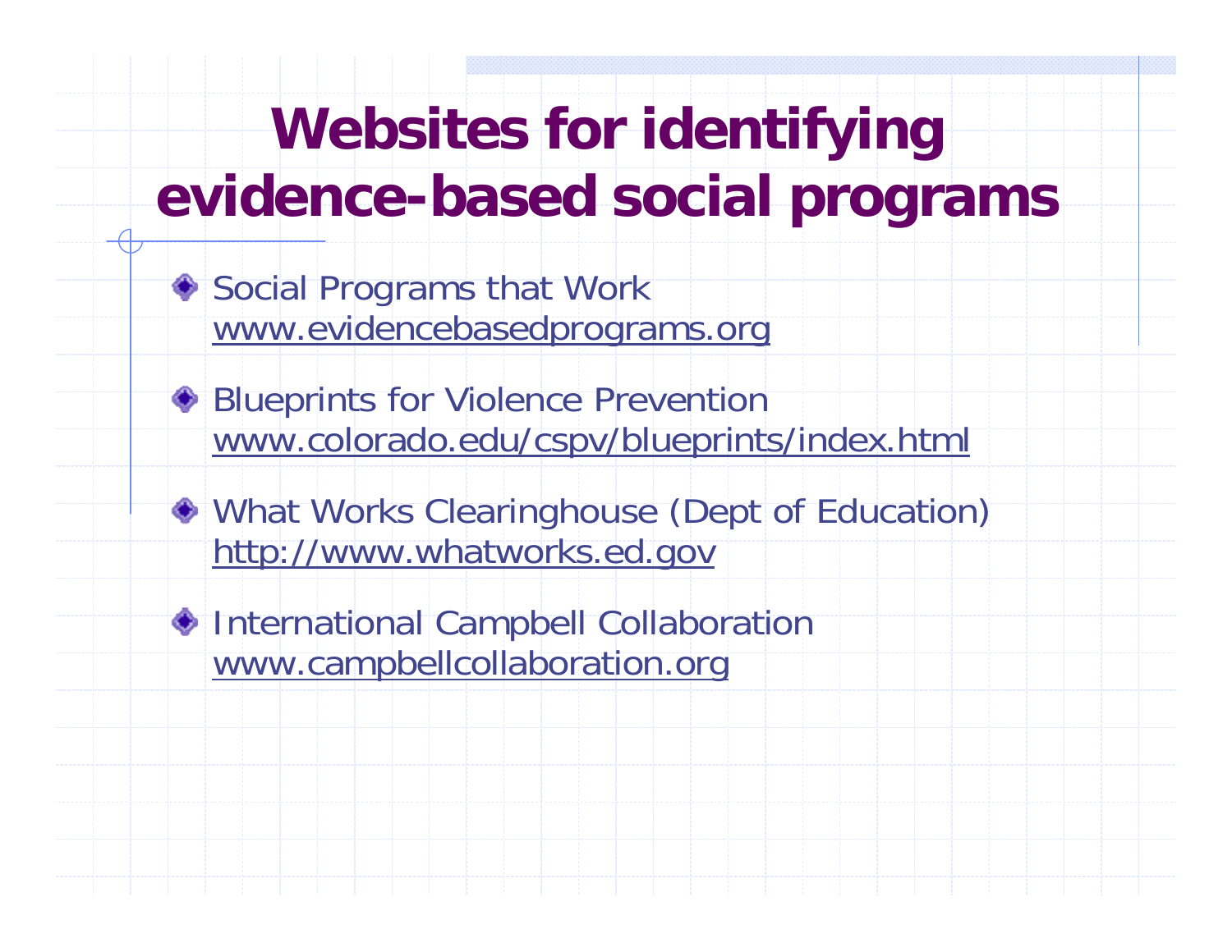# Websites for identifying evidence-based social programs

- Social Programs that Work
  www.evidencebasedprograms.org
- Blueprints for Violence Prevention
  www.colorado.edu/cspv/blueprints/index.html
- What Works Clearinghouse (Dept of Education)
  http://www.whatworks.ed.gov
- International Campbell Collaboration
  www.campbellcollaboration.org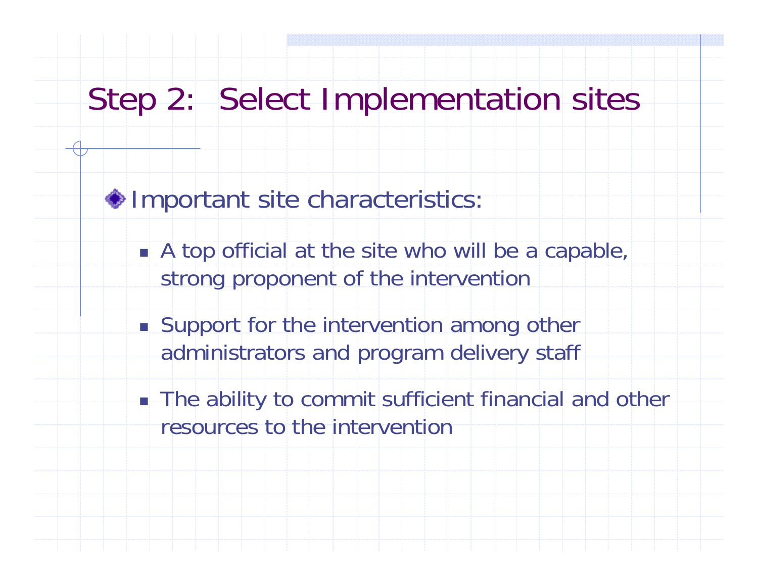# Step 2: Select Implementation sites

- Important site characteristics:
  - A top official at the site who will be a capable, strong proponent of the intervention
  - Support for the intervention among other administrators and program delivery staff
  - The ability to commit sufficient financial and other resources to the intervention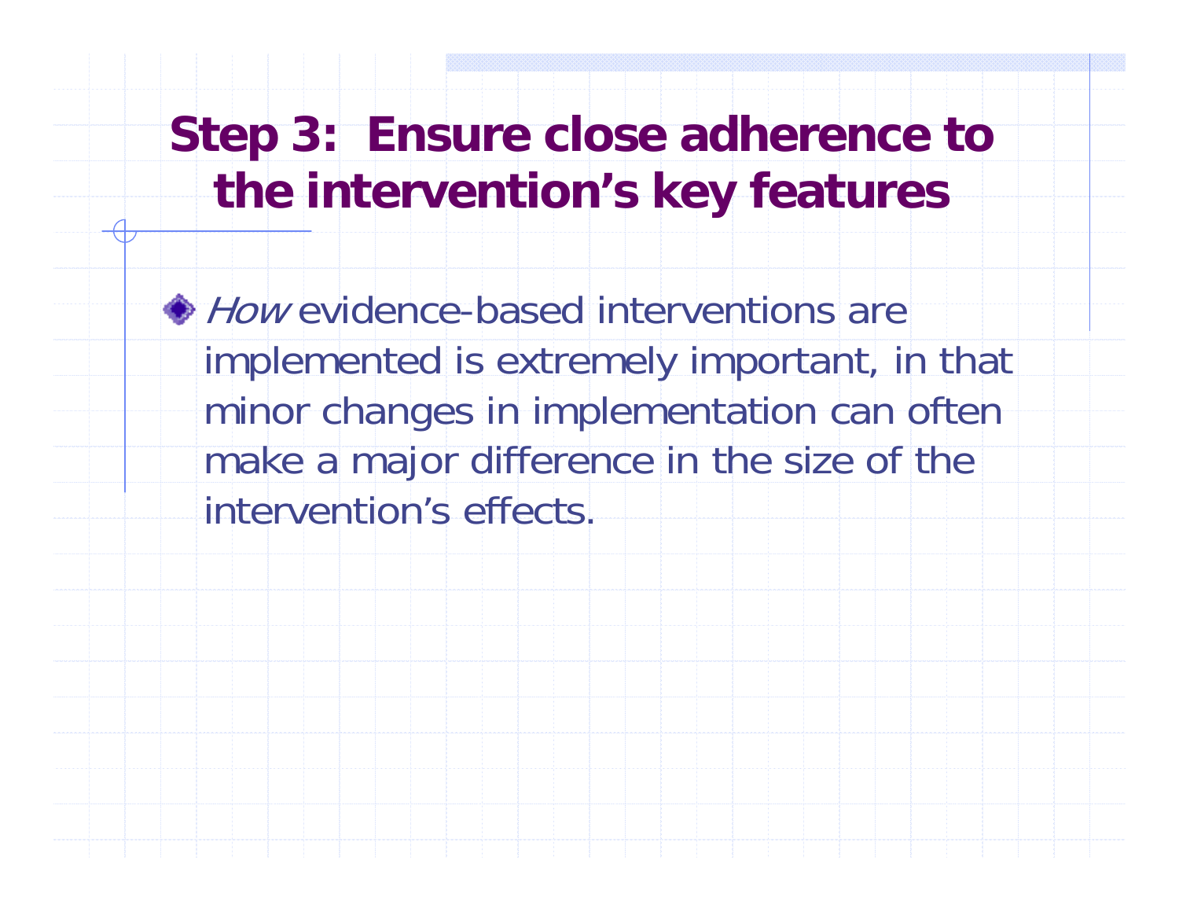# Step 3: Ensure close adherence to the intervention's key features

- *How* evidence-based interventions are implemented is extremely important, in that minor changes in implementation can often make a major difference in the size of the intervention's effects.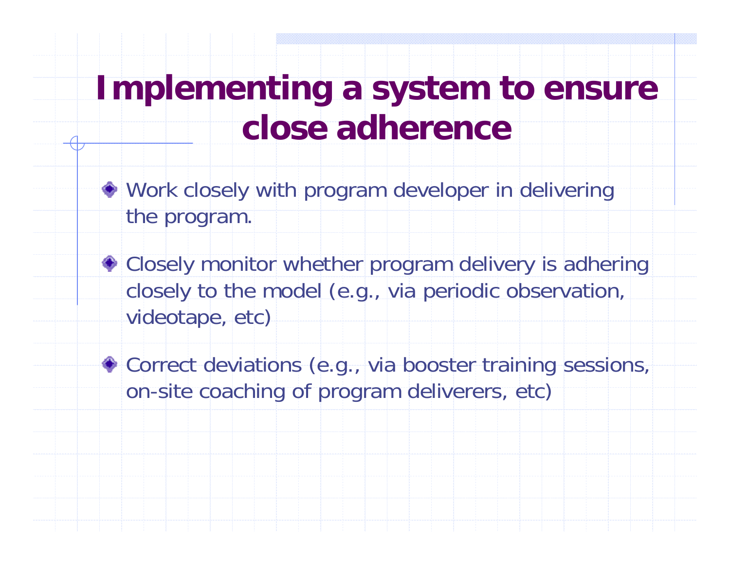# Implementing a system to ensure close adherence

- Work closely with program developer in delivering the program.
- Closely monitor whether program delivery is adhering closely to the model (e.g., via periodic observation, videotape, etc)
- Correct deviations (e.g., via booster training sessions, on-site coaching of program deliverers, etc)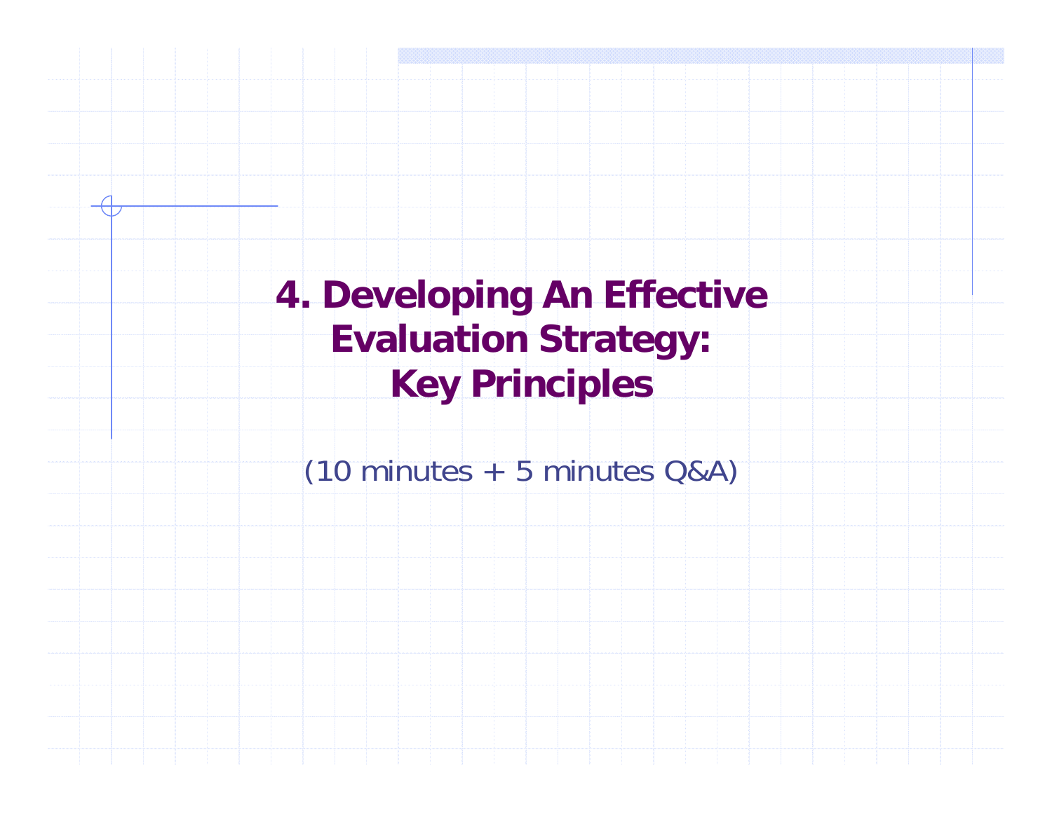# 4. Developing An Effective Evaluation Strategy: Key Principles

(10 minutes + 5 minutes Q&A)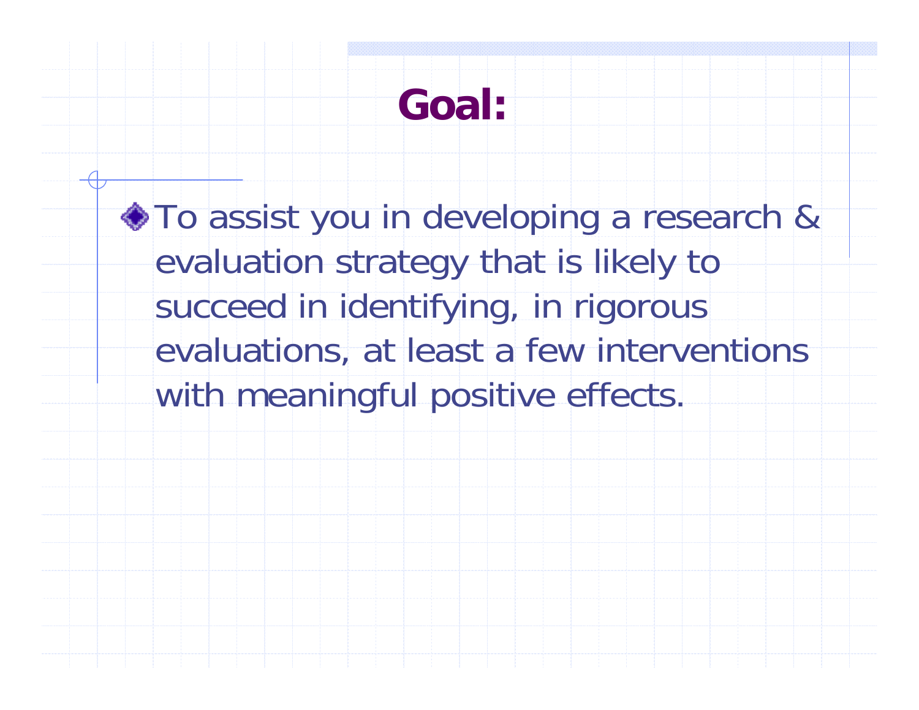# Goal:

- To assist you in developing a research & evaluation strategy that is likely to succeed in identifying, in rigorous evaluations, at least a few interventions with meaningful positive effects.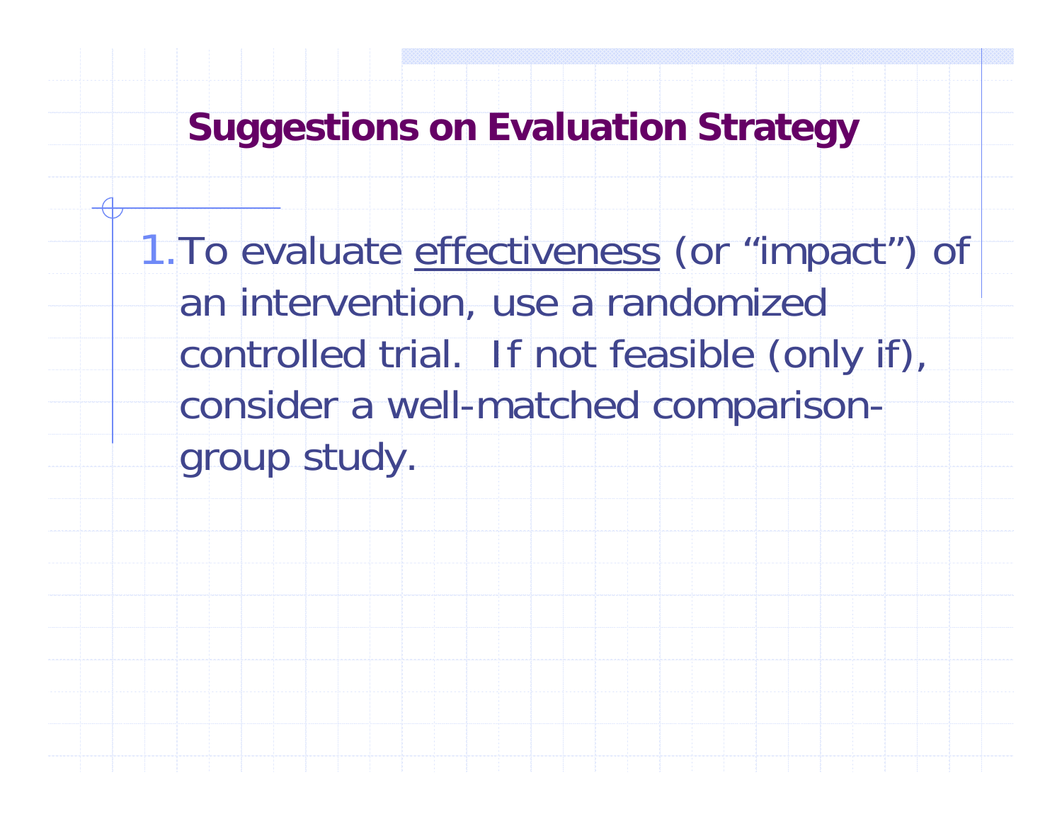## Suggestions on Evaluation Strategy

1. To evaluate <u>effectiveness</u> (or "impact") of an intervention, use a randomized controlled trial. If not feasible (only if), consider a well-matched comparison-group study.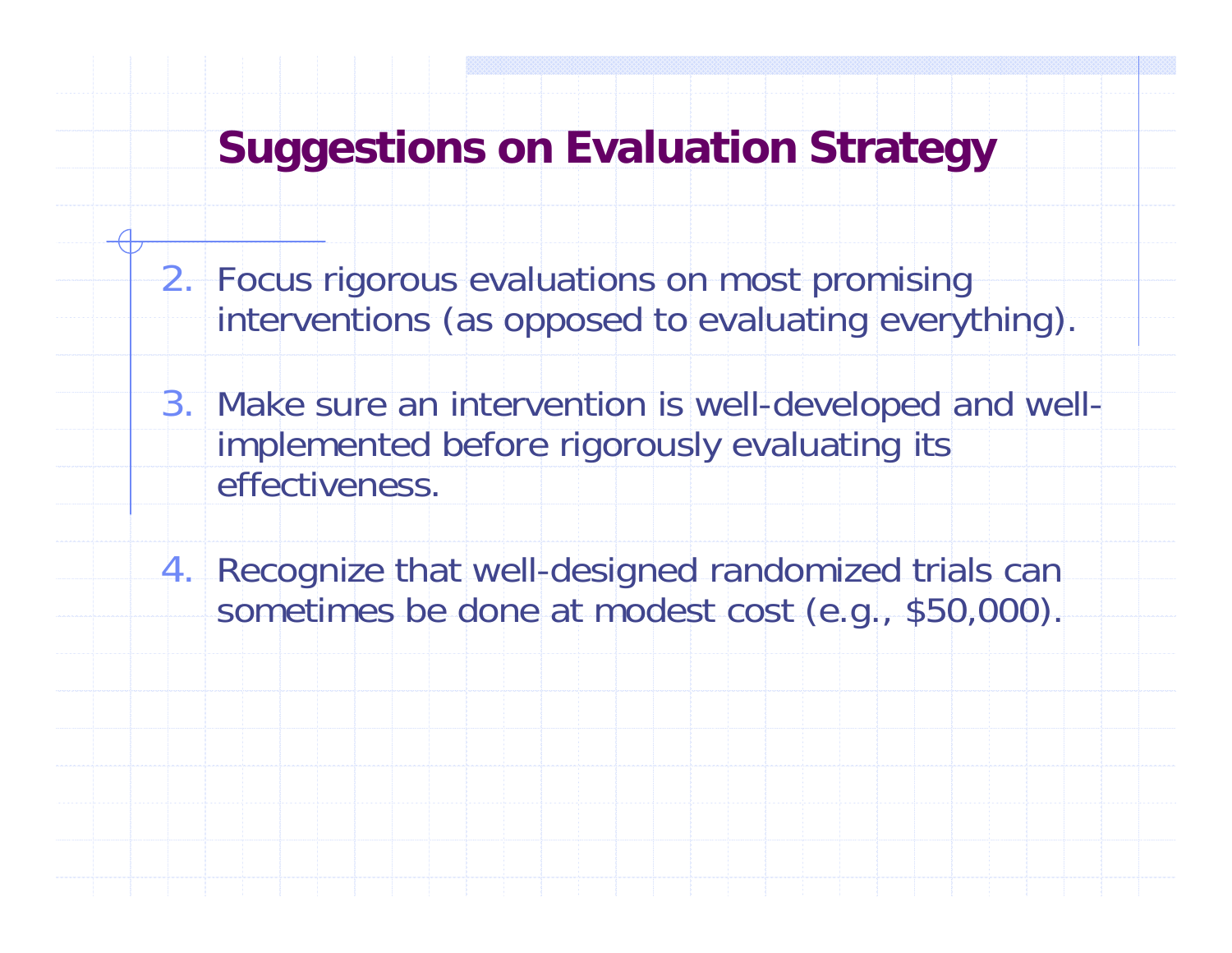## Suggestions on Evaluation Strategy

2. Focus rigorous evaluations on most promising interventions (as opposed to evaluating everything).

3. Make sure an intervention is well-developed and well-implemented before rigorously evaluating its effectiveness.

4. Recognize that well-designed randomized trials can sometimes be done at modest cost (e.g., $50,000).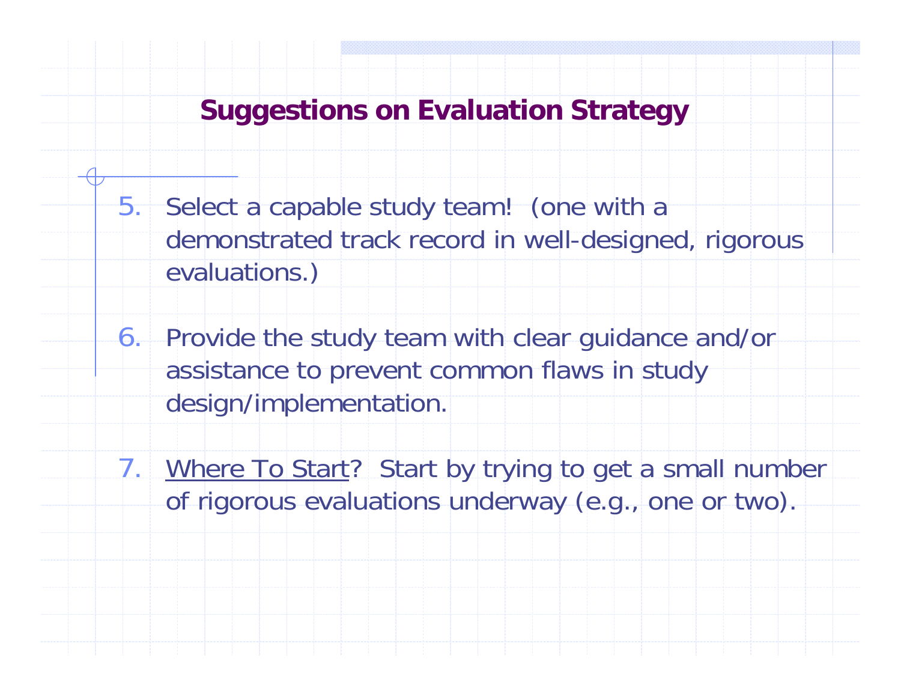## Suggestions on Evaluation Strategy

5. Select a capable study team! (one with a demonstrated track record in well-designed, rigorous evaluations.)

6. Provide the study team with clear guidance and/or assistance to prevent common flaws in study design/implementation.

7. <u>Where To Start</u>? Start by trying to get a small number of rigorous evaluations underway (e.g., one or two).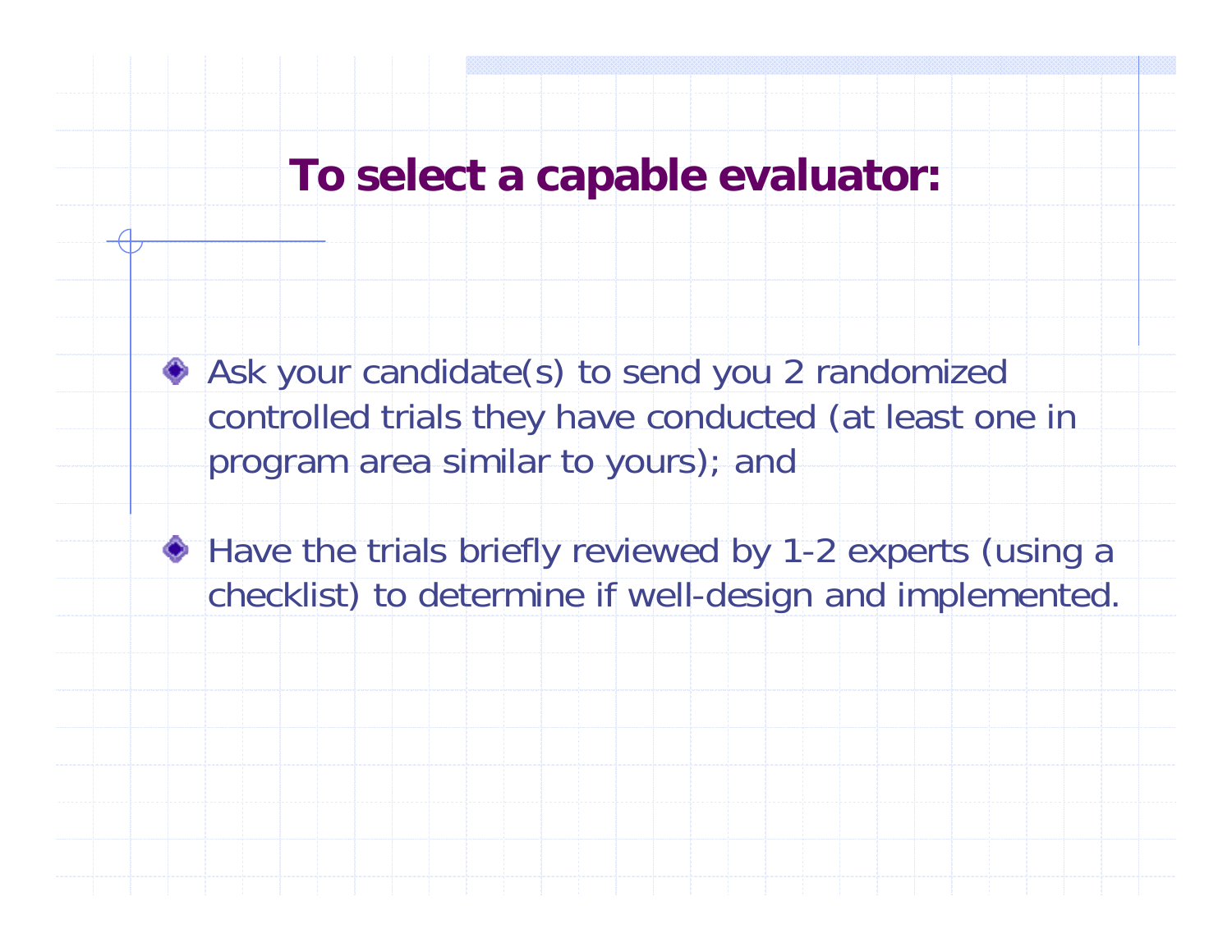# To select a capable evaluator:

- Ask your candidate(s) to send you 2 randomized controlled trials they have conducted (at least one in program area similar to yours); and
- Have the trials briefly reviewed by 1-2 experts (using a checklist) to determine if well-design and implemented.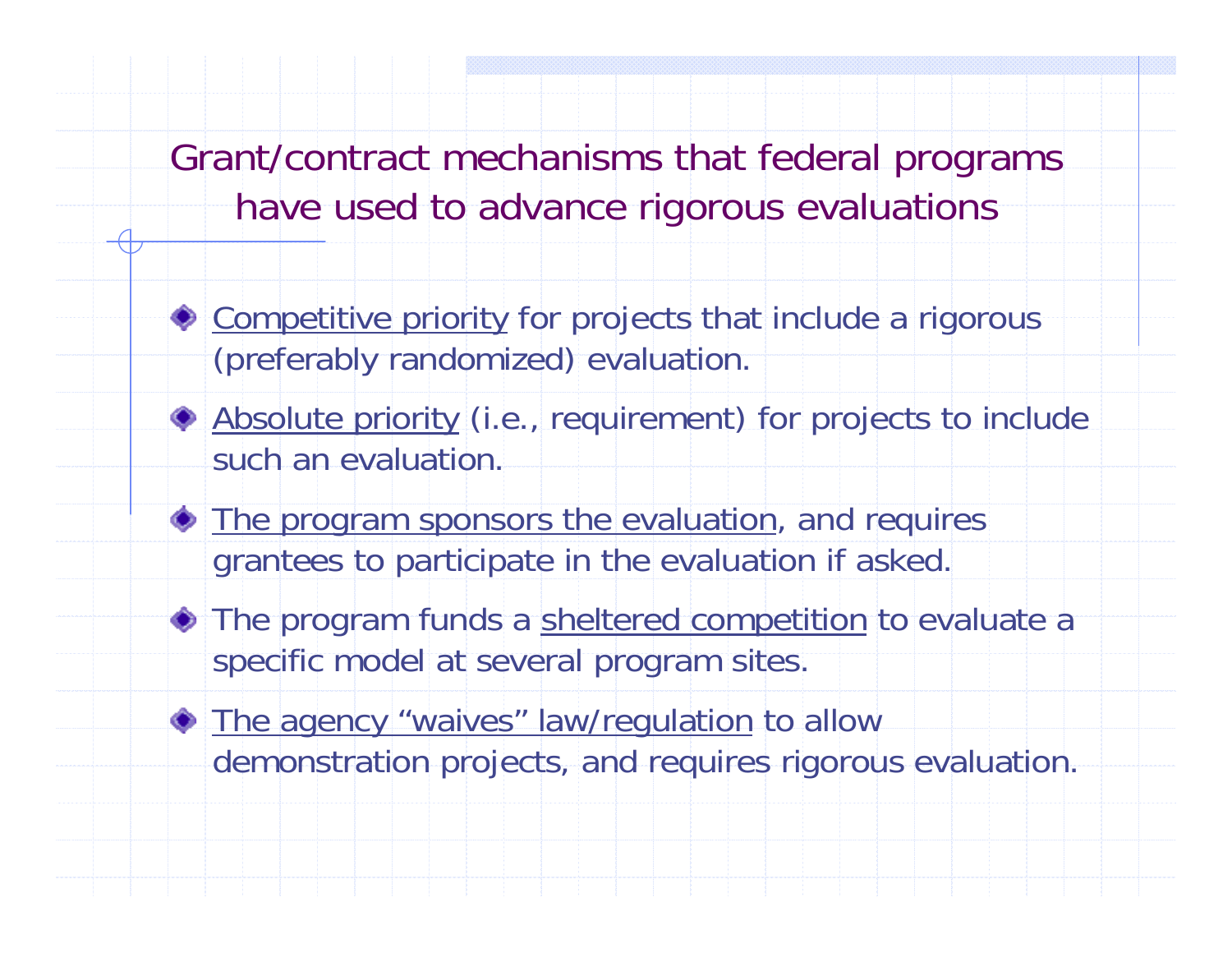# Grant/contract mechanisms that federal programs have used to advance rigorous evaluations

- Competitive priority for projects that include a rigorous (preferably randomized) evaluation.
- Absolute priority (i.e., requirement) for projects to include such an evaluation.
- The program sponsors the evaluation, and requires grantees to participate in the evaluation if asked.
- The program funds a sheltered competition to evaluate a specific model at several program sites.
- The agency "waives" law/regulation to allow demonstration projects, and requires rigorous evaluation.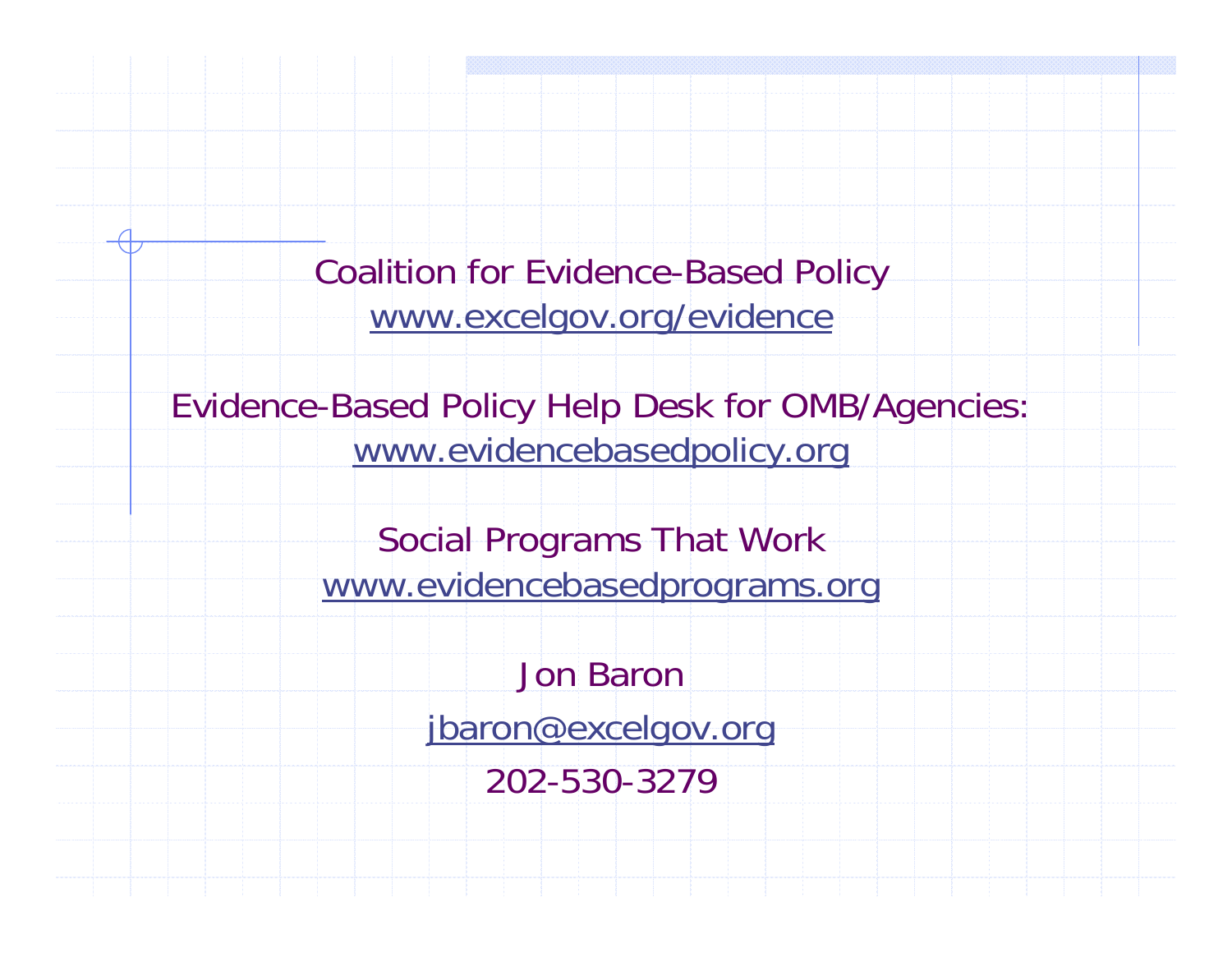Coalition for Evidence-Based Policy

www.excelgov.org/evidence

Evidence-Based Policy Help Desk for OMB/Agencies:

www.evidencebasedpolicy.org

Social Programs That Work

www.evidencebasedprograms.org

Jon Baron

jbaron@excelgov.org

202-530-3279